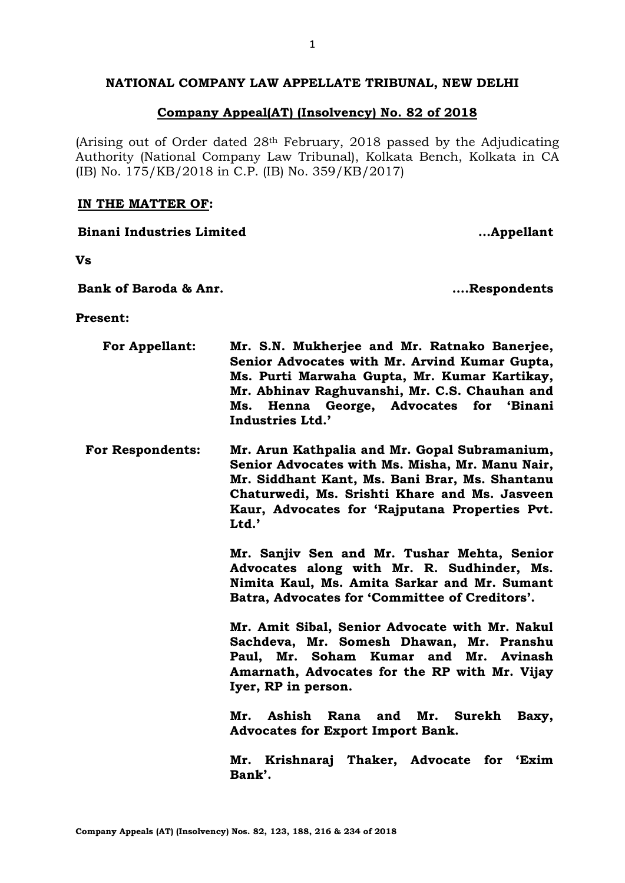**NATIONAL COMPANY LAW APPELLATE TRIBUNAL, NEW DELHI**

**Company Appeal(AT) (Insolvency) No. 82 of 2018**

(Arising out of Order dated 28th February, 2018 passed by the Adjudicating Authority (National Company Law Tribunal), Kolkata Bench, Kolkata in CA (IB) No. 175/KB/2018 in C.P. (IB) No. 359/KB/2017)

**IN THE MATTER OF:**

**Binani Industries Limited** **...Appellant**

**Vs**

**Bank of Baroda & Anr.** **....Respondents**

**Present:**

**For Appellant:** **Mr. S.N. Mukherjee and Mr. Ratnako Banerjee, Senior Advocates with Mr. Arvind Kumar Gupta, Ms. Purti Marwaha Gupta, Mr. Kumar Kartikay, Mr. Abhinav Raghuvanshi, Mr. C.S. Chauhan and Ms. Henna George, Advocates for 'Binani Industries Ltd.'**

**For Respondents:** **Mr. Arun Kathpalia and Mr. Gopal Subramanium, Senior Advocates with Ms. Misha, Mr. Manu Nair, Mr. Siddhant Kant, Ms. Bani Brar, Ms. Shantanu Chaturwedi, Ms. Srishti Khare and Ms. Jasveen Kaur, Advocates for 'Rajputana Properties Pvt. Ltd.'**

**Mr. Sanjiv Sen and Mr. Tushar Mehta, Senior Advocates along with Mr. R. Sudhinder, Ms. Nimita Kaul, Ms. Amita Sarkar and Mr. Sumant Batra, Advocates for 'Committee of Creditors'.**

**Mr. Amit Sibal, Senior Advocate with Mr. Nakul Sachdeva, Mr. Somesh Dhawan, Mr. Pranshu Paul, Mr. Soham Kumar and Mr. Avinash Amarnath, Advocates for the RP with Mr. Vijay Iyer, RP in person.**

**Mr. Ashish Rana and Mr. Surekh Baxy, Advocates for Export Import Bank.**

**Mr. Krishnaraj Thaker, Advocate for 'Exim Bank'.**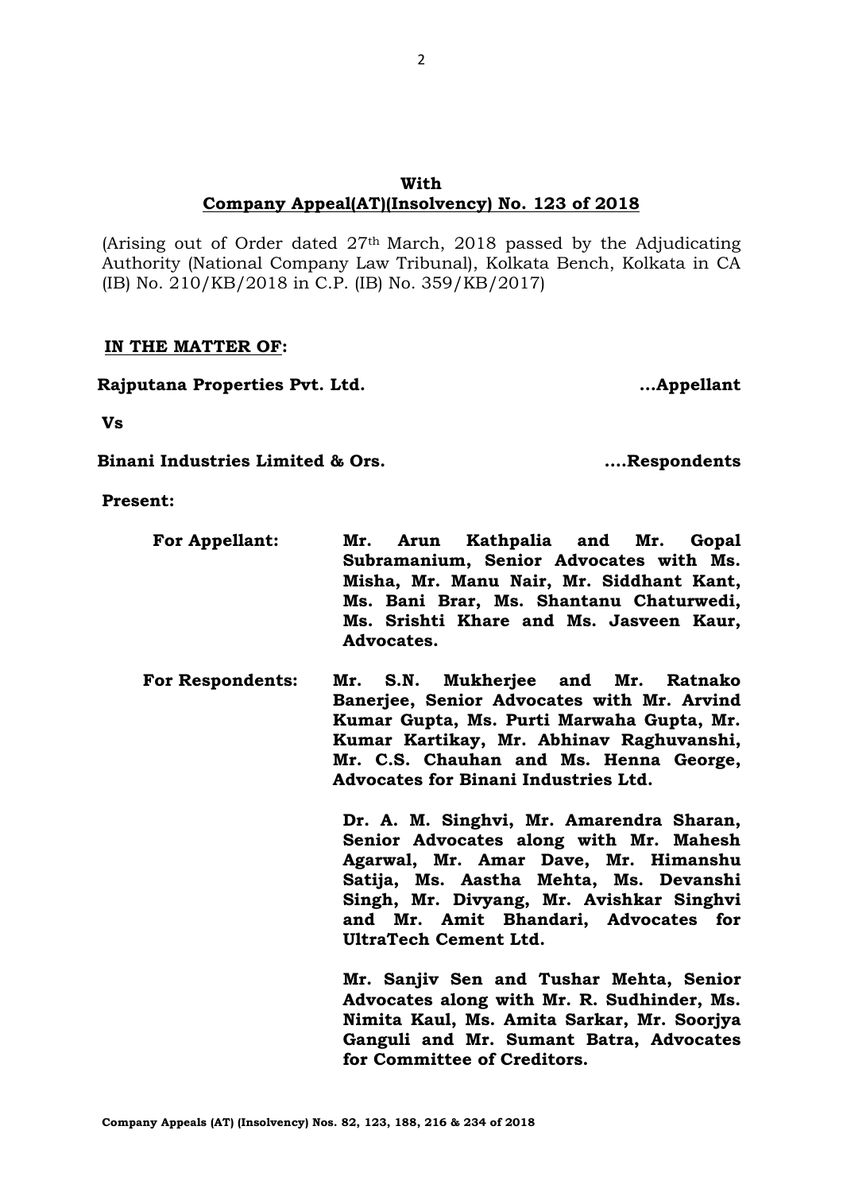**With**

**Company Appeal(AT)(Insolvency) No. 123 of 2018**

(Arising out of Order dated 27th March, 2018 passed by the Adjudicating Authority (National Company Law Tribunal), Kolkata Bench, Kolkata in CA (IB) No. 210/KB/2018 in C.P. (IB) No. 359/KB/2017)

**IN THE MATTER OF:**

**Rajputana Properties Pvt. Ltd. ...Appellant**

**Vs**

**Binani Industries Limited & Ors. ....Respondents**

**Present:**

**For Appellant:** **Mr. Arun Kathpalia and Mr. Gopal Subramanium, Senior Advocates with Ms. Misha, Mr. Manu Nair, Mr. Siddhant Kant, Ms. Bani Brar, Ms. Shantanu Chaturwedi, Ms. Srishti Khare and Ms. Jasveen Kaur, Advocates.**

**For Respondents:** **Mr. S.N. Mukherjee and Mr. Ratnako Banerjee, Senior Advocates with Mr. Arvind Kumar Gupta, Ms. Purti Marwaha Gupta, Mr. Kumar Kartikay, Mr. Abhinav Raghuvanshi, Mr. C.S. Chauhan and Ms. Henna George, Advocates for Binani Industries Ltd.**

**Dr. A. M. Singhvi, Mr. Amarendra Sharan, Senior Advocates along with Mr. Mahesh Agarwal, Mr. Amar Dave, Mr. Himanshu Satija, Ms. Aastha Mehta, Ms. Devanshi Singh, Mr. Divyang, Mr. Avishkar Singhvi and Mr. Amit Bhandari, Advocates for UltraTech Cement Ltd.**

**Mr. Sanjiv Sen and Tushar Mehta, Senior Advocates along with Mr. R. Sudhinder, Ms. Nimita Kaul, Ms. Amita Sarkar, Mr. Soorjya Ganguli and Mr. Sumant Batra, Advocates for Committee of Creditors.**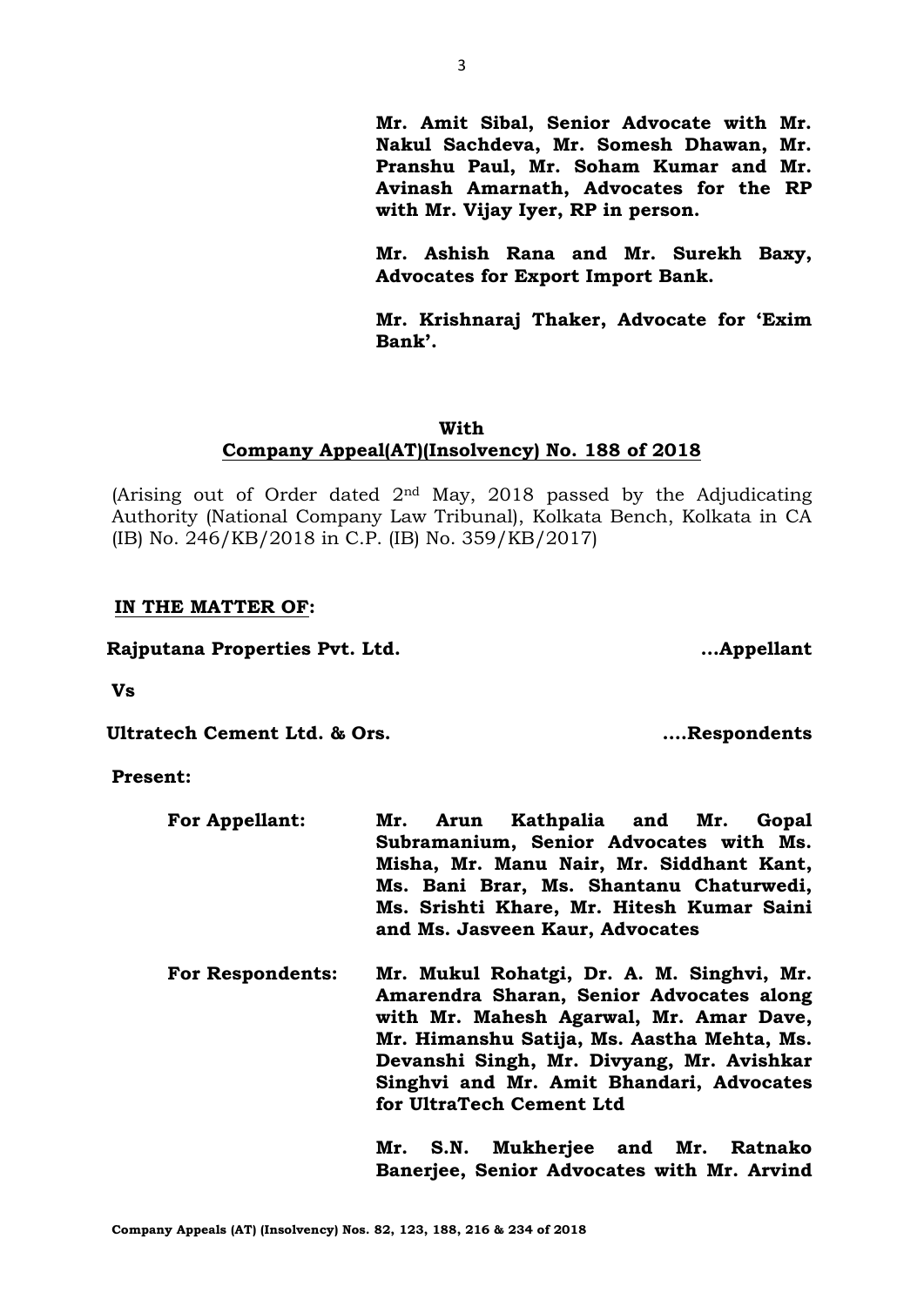**Mr. Amit Sibal, Senior Advocate with Mr. Nakul Sachdeva, Mr. Somesh Dhawan, Mr. Pranshu Paul, Mr. Soham Kumar and Mr. Avinash Amarnath, Advocates for the RP with Mr. Vijay Iyer, RP in person.**

**Mr. Ashish Rana and Mr. Surekh Baxy, Advocates for Export Import Bank.**

**Mr. Krishnaraj Thaker, Advocate for 'Exim Bank'.**

**With**

**Company Appeal(AT)(Insolvency) No. 188 of 2018**

(Arising out of Order dated 2nd May, 2018 passed by the Adjudicating Authority (National Company Law Tribunal), Kolkata Bench, Kolkata in CA (IB) No. 246/KB/2018 in C.P. (IB) No. 359/KB/2017)

**IN THE MATTER OF:**

**Rajputana Properties Pvt. Ltd.** **...Appellant**

**Vs**

**Ultratech Cement Ltd. & Ors.** **....Respondents**

**Present:**

**For Appellant:** **Mr. Arun Kathpalia and Mr. Gopal Subramanium, Senior Advocates with Ms. Misha, Mr. Manu Nair, Mr. Siddhant Kant, Ms. Bani Brar, Ms. Shantanu Chaturwedi, Ms. Srishti Khare, Mr. Hitesh Kumar Saini and Ms. Jasveen Kaur, Advocates**

**For Respondents:** **Mr. Mukul Rohatgi, Dr. A. M. Singhvi, Mr. Amarendra Sharan, Senior Advocates along with Mr. Mahesh Agarwal, Mr. Amar Dave, Mr. Himanshu Satija, Ms. Aastha Mehta, Ms. Devanshi Singh, Mr. Divyang, Mr. Avishkar Singhvi and Mr. Amit Bhandari, Advocates for UltraTech Cement Ltd**

**Mr. S.N. Mukherjee and Mr. Ratnako Banerjee, Senior Advocates with Mr. Arvind**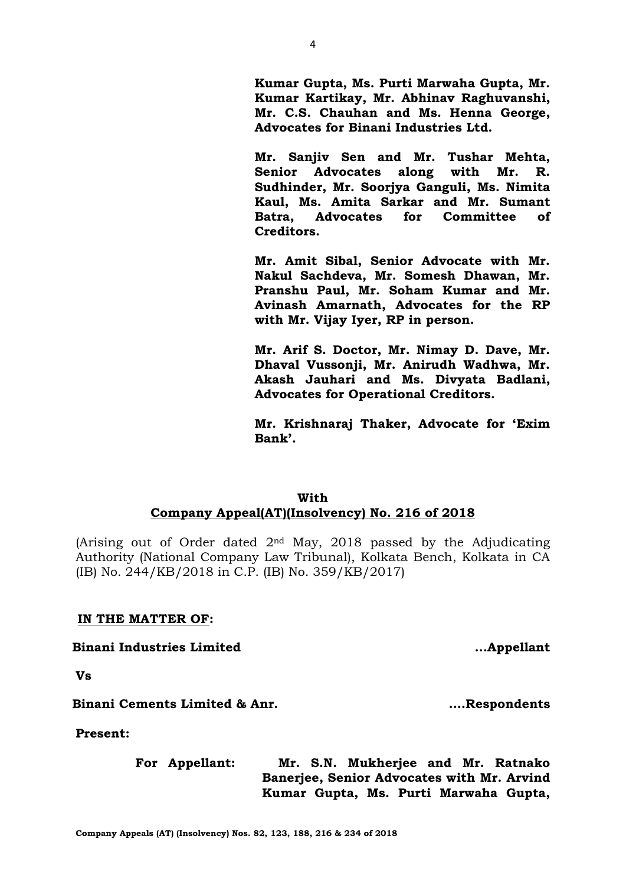**Kumar Gupta, Ms. Purti Marwaha Gupta, Mr. Kumar Kartikay, Mr. Abhinav Raghuvanshi, Mr. C.S. Chauhan and Ms. Henna George, Advocates for Binani Industries Ltd.**

**Mr. Sanjiv Sen and Mr. Tushar Mehta, Senior Advocates along with Mr. R. Sudhinder, Mr. Soorjya Ganguli, Ms. Nimita Kaul, Ms. Amita Sarkar and Mr. Sumant Batra, Advocates for Committee of Creditors.**

**Mr. Amit Sibal, Senior Advocate with Mr. Nakul Sachdeva, Mr. Somesh Dhawan, Mr. Pranshu Paul, Mr. Soham Kumar and Mr. Avinash Amarnath, Advocates for the RP with Mr. Vijay Iyer, RP in person.**

**Mr. Arif S. Doctor, Mr. Nimay D. Dave, Mr. Dhaval Vussonji, Mr. Anirudh Wadhwa, Mr. Akash Jauhari and Ms. Divyata Badlani, Advocates for Operational Creditors.**

**Mr. Krishnaraj Thaker, Advocate for 'Exim Bank'.**

**With**

**Company Appeal(AT)(Insolvency) No. 216 of 2018**

(Arising out of Order dated 2nd May, 2018 passed by the Adjudicating Authority (National Company Law Tribunal), Kolkata Bench, Kolkata in CA (IB) No. 244/KB/2018 in C.P. (IB) No. 359/KB/2017)

**IN THE MATTER OF:**

**Binani Industries Limited** **...Appellant**

**Vs**

**Binani Cements Limited & Anr.** **....Respondents**

**Present:**

**For Appellant:** **Mr. S.N. Mukherjee and Mr. Ratnako Banerjee, Senior Advocates with Mr. Arvind Kumar Gupta, Ms. Purti Marwaha Gupta,**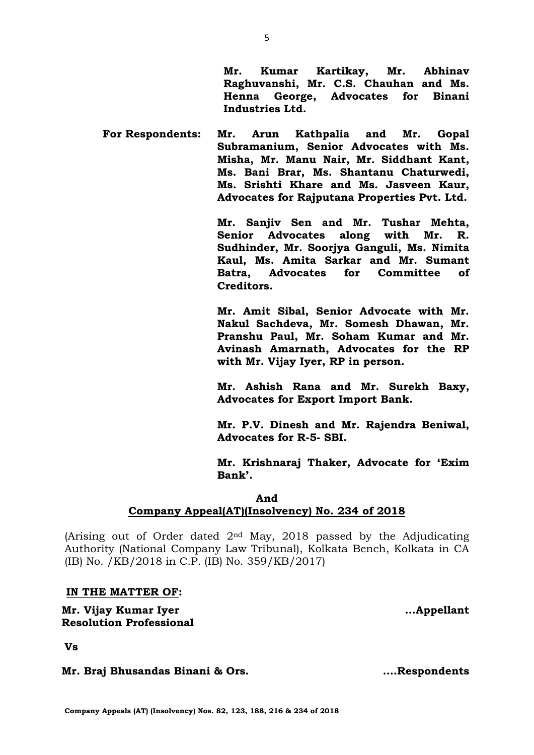**Mr. Kumar Kartikay, Mr. Abhinav Raghuvanshi, Mr. C.S. Chauhan and Ms. Henna George, Advocates for Binani Industries Ltd.**

**For Respondents:** **Mr. Arun Kathpalia and Mr. Gopal Subramanium, Senior Advocates with Ms. Misha, Mr. Manu Nair, Mr. Siddhant Kant, Ms. Bani Brar, Ms. Shantanu Chaturwedi, Ms. Srishti Khare and Ms. Jasveen Kaur, Advocates for Rajputana Properties Pvt. Ltd.**

**Mr. Sanjiv Sen and Mr. Tushar Mehta, Senior Advocates along with Mr. R. Sudhinder, Mr. Soorjya Ganguli, Ms. Nimita Kaul, Ms. Amita Sarkar and Mr. Sumant Batra, Advocates for Committee of Creditors.**

**Mr. Amit Sibal, Senior Advocate with Mr. Nakul Sachdeva, Mr. Somesh Dhawan, Mr. Pranshu Paul, Mr. Soham Kumar and Mr. Avinash Amarnath, Advocates for the RP with Mr. Vijay Iyer, RP in person.**

**Mr. Ashish Rana and Mr. Surekh Baxy, Advocates for Export Import Bank.**

**Mr. P.V. Dinesh and Mr. Rajendra Beniwal, Advocates for R-5- SBI.**

**Mr. Krishnaraj Thaker, Advocate for 'Exim Bank'.**

**And**

**Company Appeal(AT)(Insolvency) No. 234 of 2018**

(Arising out of Order dated 2nd May, 2018 passed by the Adjudicating Authority (National Company Law Tribunal), Kolkata Bench, Kolkata in CA (IB) No. /KB/2018 in C.P. (IB) No. 359/KB/2017)

**IN THE MATTER OF:**

**Mr. Vijay Kumar Iyer** **...Appellant**
**Resolution Professional**

**Vs**

**Mr. Braj Bhusandas Binani & Ors.** **....Respondents**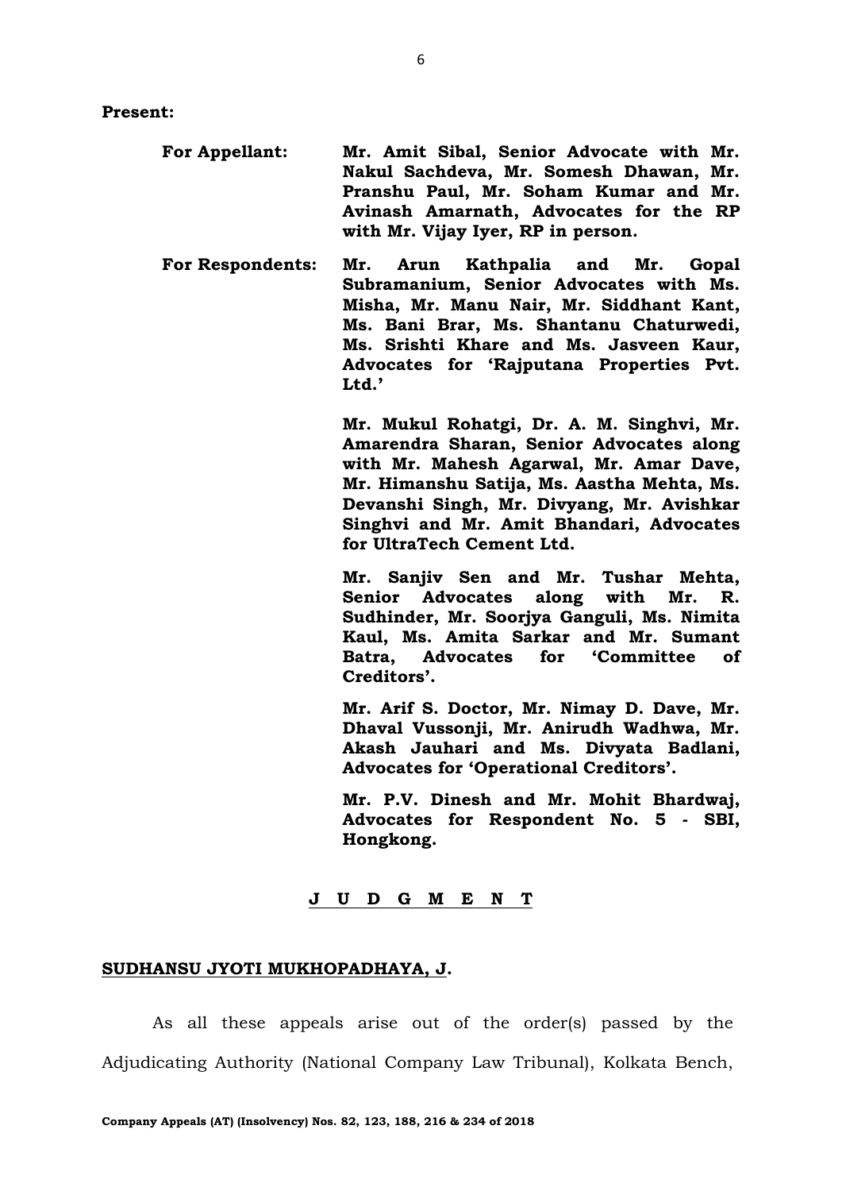**Present:**

**For Appellant:** **Mr. Amit Sibal, Senior Advocate with Mr. Nakul Sachdeva, Mr. Somesh Dhawan, Mr. Pranshu Paul, Mr. Soham Kumar and Mr. Avinash Amarnath, Advocates for the RP with Mr. Vijay Iyer, RP in person.**

**For Respondents:** **Mr. Arun Kathpalia and Mr. Gopal Subramanium, Senior Advocates with Ms. Misha, Mr. Manu Nair, Mr. Siddhant Kant, Ms. Bani Brar, Ms. Shantanu Chaturwedi, Ms. Srishti Khare and Ms. Jasveen Kaur, Advocates for 'Rajputana Properties Pvt. Ltd.'**

**Mr. Mukul Rohatgi, Dr. A. M. Singhvi, Mr. Amarendra Sharan, Senior Advocates along with Mr. Mahesh Agarwal, Mr. Amar Dave, Mr. Himanshu Satija, Ms. Aastha Mehta, Ms. Devanshi Singh, Mr. Divyang, Mr. Avishkar Singhvi and Mr. Amit Bhandari, Advocates for UltraTech Cement Ltd.**

**Mr. Sanjiv Sen and Mr. Tushar Mehta, Senior Advocates along with Mr. R. Sudhinder, Mr. Soorjya Ganguli, Ms. Nimita Kaul, Ms. Amita Sarkar and Mr. Sumant Batra, Advocates for 'Committee of Creditors'.**

**Mr. Arif S. Doctor, Mr. Nimay D. Dave, Mr. Dhaval Vussonji, Mr. Anirudh Wadhwa, Mr. Akash Jauhari and Ms. Divyata Badlani, Advocates for 'Operational Creditors'.**

**Mr. P.V. Dinesh and Mr. Mohit Bhardwaj, Advocates for Respondent No. 5 - SBI, Hongkong.**

## J U D G M E N T

**SUDHANSU JYOTI MUKHOPADHAYA, J.**

As all these appeals arise out of the order(s) passed by the Adjudicating Authority (National Company Law Tribunal), Kolkata Bench,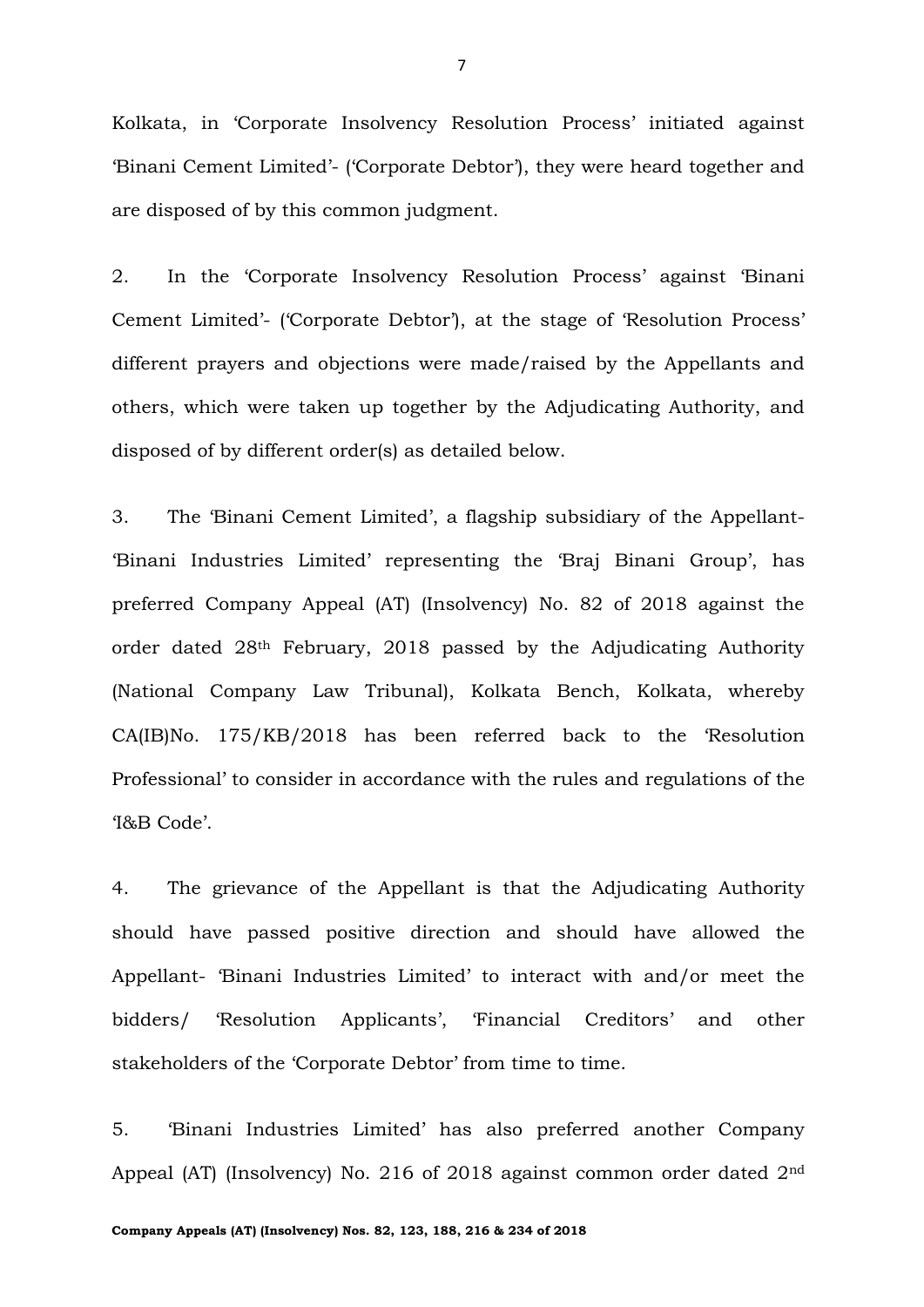Kolkata, in 'Corporate Insolvency Resolution Process' initiated against 'Binani Cement Limited'- ('Corporate Debtor'), they were heard together and are disposed of by this common judgment.

2. In the 'Corporate Insolvency Resolution Process' against 'Binani Cement Limited'- ('Corporate Debtor'), at the stage of 'Resolution Process' different prayers and objections were made/raised by the Appellants and others, which were taken up together by the Adjudicating Authority, and disposed of by different order(s) as detailed below.

3. The 'Binani Cement Limited', a flagship subsidiary of the Appellant- 'Binani Industries Limited' representing the 'Braj Binani Group', has preferred Company Appeal (AT) (Insolvency) No. 82 of 2018 against the order dated 28th February, 2018 passed by the Adjudicating Authority (National Company Law Tribunal), Kolkata Bench, Kolkata, whereby CA(IB)No. 175/KB/2018 has been referred back to the 'Resolution Professional' to consider in accordance with the rules and regulations of the 'I&B Code'.

4. The grievance of the Appellant is that the Adjudicating Authority should have passed positive direction and should have allowed the Appellant- 'Binani Industries Limited' to interact with and/or meet the bidders/ 'Resolution Applicants', 'Financial Creditors' and other stakeholders of the 'Corporate Debtor' from time to time.

5. 'Binani Industries Limited' has also preferred another Company Appeal (AT) (Insolvency) No. 216 of 2018 against common order dated 2nd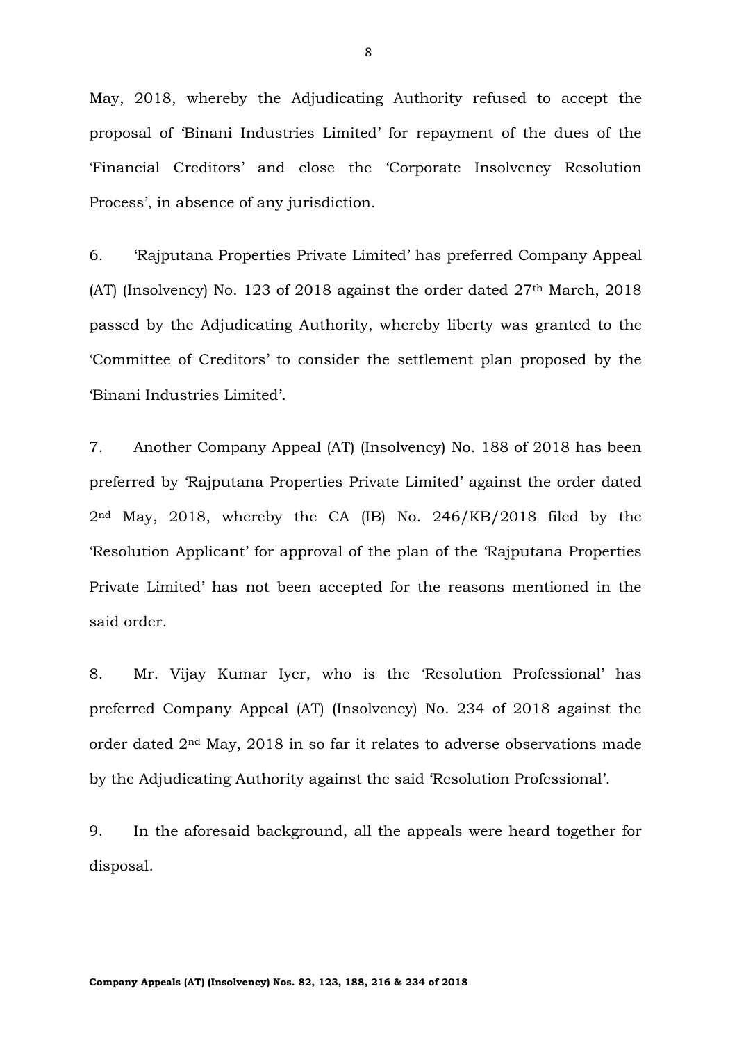May, 2018, whereby the Adjudicating Authority refused to accept the proposal of 'Binani Industries Limited' for repayment of the dues of the 'Financial Creditors' and close the 'Corporate Insolvency Resolution Process', in absence of any jurisdiction.

6. 'Rajputana Properties Private Limited' has preferred Company Appeal (AT) (Insolvency) No. 123 of 2018 against the order dated 27th March, 2018 passed by the Adjudicating Authority, whereby liberty was granted to the 'Committee of Creditors' to consider the settlement plan proposed by the 'Binani Industries Limited'.

7. Another Company Appeal (AT) (Insolvency) No. 188 of 2018 has been preferred by 'Rajputana Properties Private Limited' against the order dated 2nd May, 2018, whereby the CA (IB) No. 246/KB/2018 filed by the 'Resolution Applicant' for approval of the plan of the 'Rajputana Properties Private Limited' has not been accepted for the reasons mentioned in the said order.

8. Mr. Vijay Kumar Iyer, who is the 'Resolution Professional' has preferred Company Appeal (AT) (Insolvency) No. 234 of 2018 against the order dated 2nd May, 2018 in so far it relates to adverse observations made by the Adjudicating Authority against the said 'Resolution Professional'.

9. In the aforesaid background, all the appeals were heard together for disposal.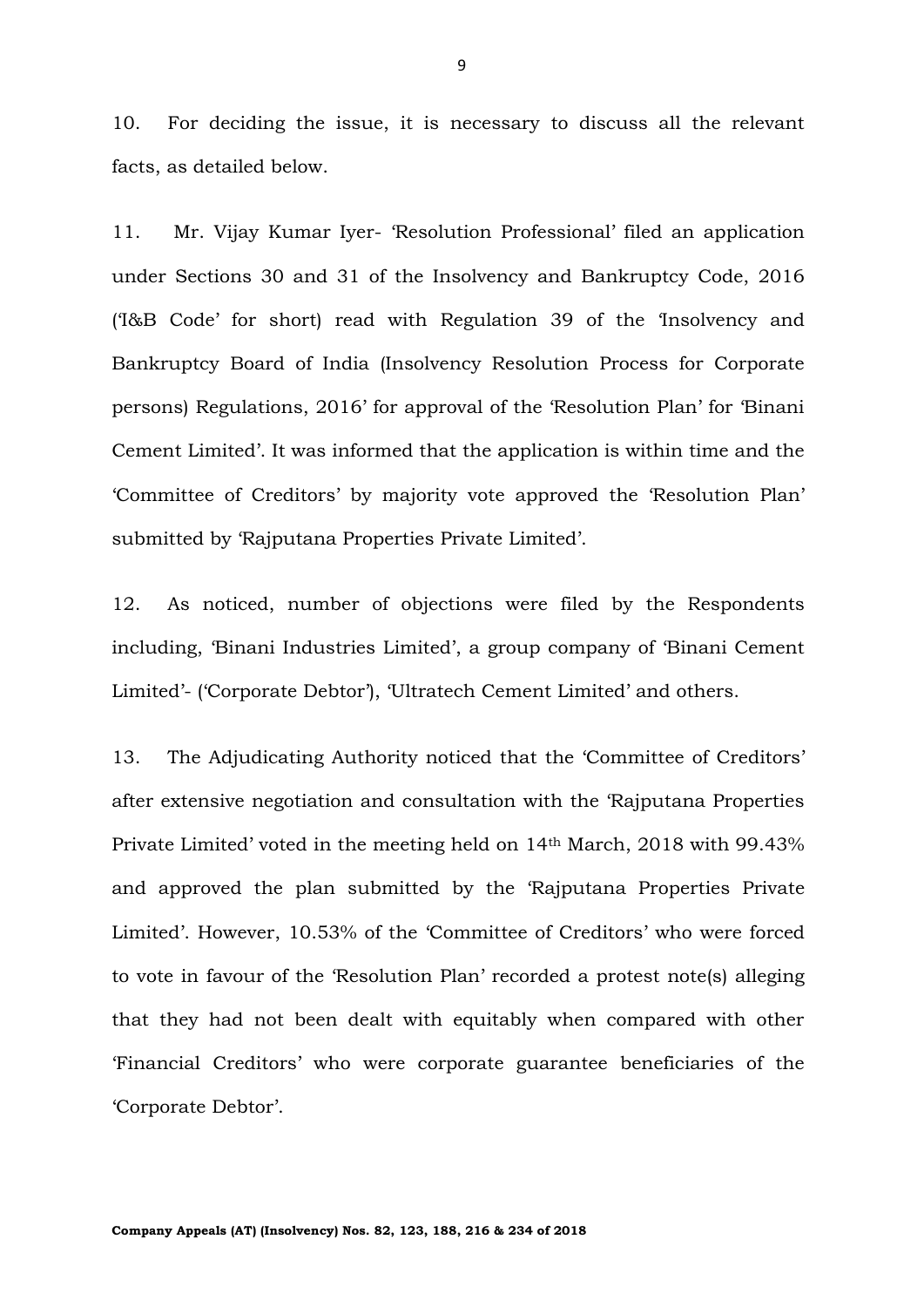10. For deciding the issue, it is necessary to discuss all the relevant facts, as detailed below.

11. Mr. Vijay Kumar Iyer- 'Resolution Professional' filed an application under Sections 30 and 31 of the Insolvency and Bankruptcy Code, 2016 ('I&B Code' for short) read with Regulation 39 of the 'Insolvency and Bankruptcy Board of India (Insolvency Resolution Process for Corporate persons) Regulations, 2016' for approval of the 'Resolution Plan' for 'Binani Cement Limited'. It was informed that the application is within time and the 'Committee of Creditors' by majority vote approved the 'Resolution Plan' submitted by 'Rajputana Properties Private Limited'.

12. As noticed, number of objections were filed by the Respondents including, 'Binani Industries Limited', a group company of 'Binani Cement Limited'- ('Corporate Debtor'), 'Ultratech Cement Limited' and others.

13. The Adjudicating Authority noticed that the 'Committee of Creditors' after extensive negotiation and consultation with the 'Rajputana Properties Private Limited' voted in the meeting held on 14th March, 2018 with 99.43% and approved the plan submitted by the 'Rajputana Properties Private Limited'. However, 10.53% of the 'Committee of Creditors' who were forced to vote in favour of the 'Resolution Plan' recorded a protest note(s) alleging that they had not been dealt with equitably when compared with other 'Financial Creditors' who were corporate guarantee beneficiaries of the 'Corporate Debtor'.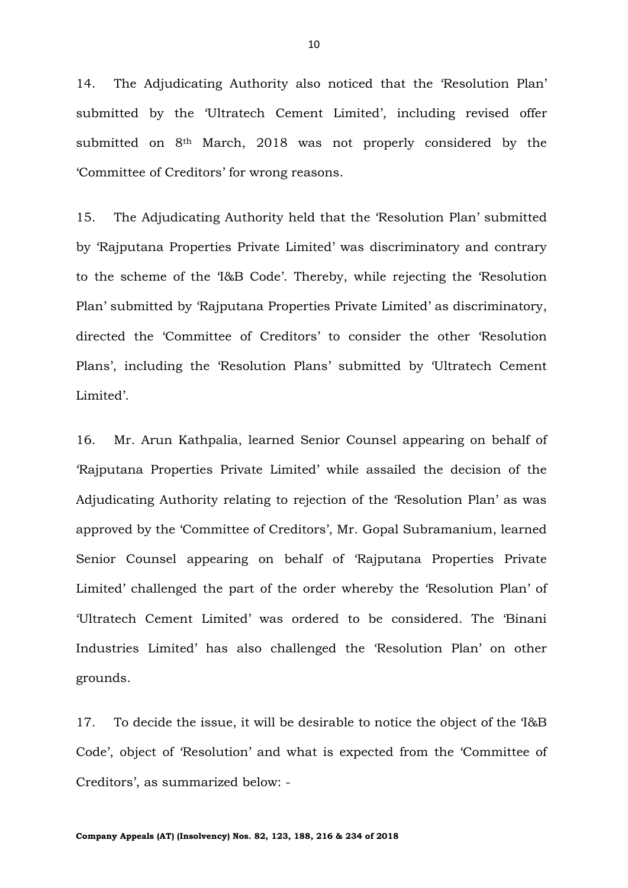14. The Adjudicating Authority also noticed that the 'Resolution Plan' submitted by the 'Ultratech Cement Limited', including revised offer submitted on 8th March, 2018 was not properly considered by the 'Committee of Creditors' for wrong reasons.

15. The Adjudicating Authority held that the 'Resolution Plan' submitted by 'Rajputana Properties Private Limited' was discriminatory and contrary to the scheme of the 'I&B Code'. Thereby, while rejecting the 'Resolution Plan' submitted by 'Rajputana Properties Private Limited' as discriminatory, directed the 'Committee of Creditors' to consider the other 'Resolution Plans', including the 'Resolution Plans' submitted by 'Ultratech Cement Limited'.

16. Mr. Arun Kathpalia, learned Senior Counsel appearing on behalf of 'Rajputana Properties Private Limited' while assailed the decision of the Adjudicating Authority relating to rejection of the 'Resolution Plan' as was approved by the 'Committee of Creditors', Mr. Gopal Subramanium, learned Senior Counsel appearing on behalf of 'Rajputana Properties Private Limited' challenged the part of the order whereby the 'Resolution Plan' of 'Ultratech Cement Limited' was ordered to be considered. The 'Binani Industries Limited' has also challenged the 'Resolution Plan' on other grounds.

17. To decide the issue, it will be desirable to notice the object of the 'I&B Code', object of 'Resolution' and what is expected from the 'Committee of Creditors', as summarized below: -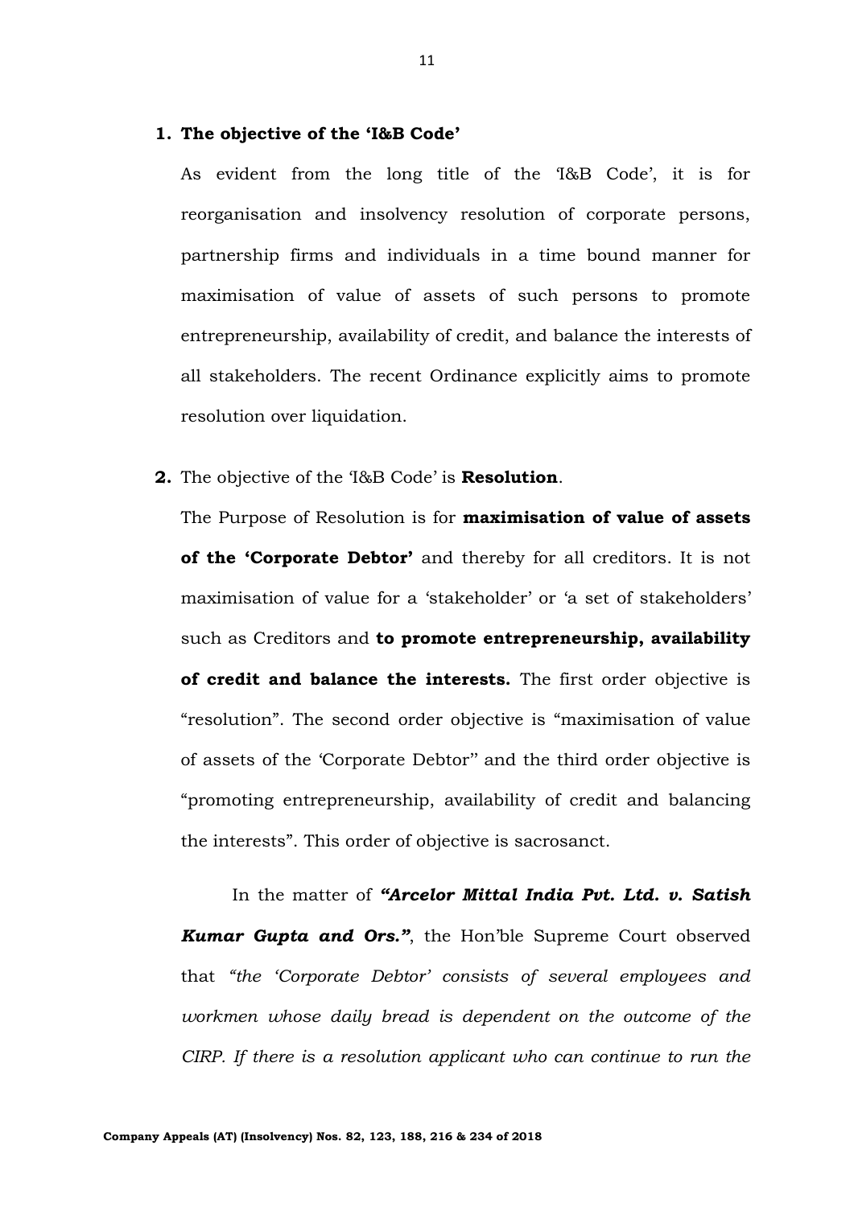1. **The objective of the 'I&B Code'**

   As evident from the long title of the 'I&B Code', it is for reorganisation and insolvency resolution of corporate persons, partnership firms and individuals in a time bound manner for maximisation of value of assets of such persons to promote entrepreneurship, availability of credit, and balance the interests of all stakeholders. The recent Ordinance explicitly aims to promote resolution over liquidation.

2. The objective of the 'I&B Code' is **Resolution**.

   The Purpose of Resolution is for **maximisation of value of assets of the 'Corporate Debtor'** and thereby for all creditors. It is not maximisation of value for a 'stakeholder' or 'a set of stakeholders' such as Creditors and **to promote entrepreneurship, availability of credit and balance the interests.** The first order objective is "resolution". The second order objective is "maximisation of value of assets of the 'Corporate Debtor'' and the third order objective is "promoting entrepreneurship, availability of credit and balancing the interests". This order of objective is sacrosanct.

   In the matter of ***"Arcelor Mittal India Pvt. Ltd. v. Satish Kumar Gupta and Ors."***, the Hon'ble Supreme Court observed that *"the 'Corporate Debtor' consists of several employees and workmen whose daily bread is dependent on the outcome of the CIRP. If there is a resolution applicant who can continue to run the*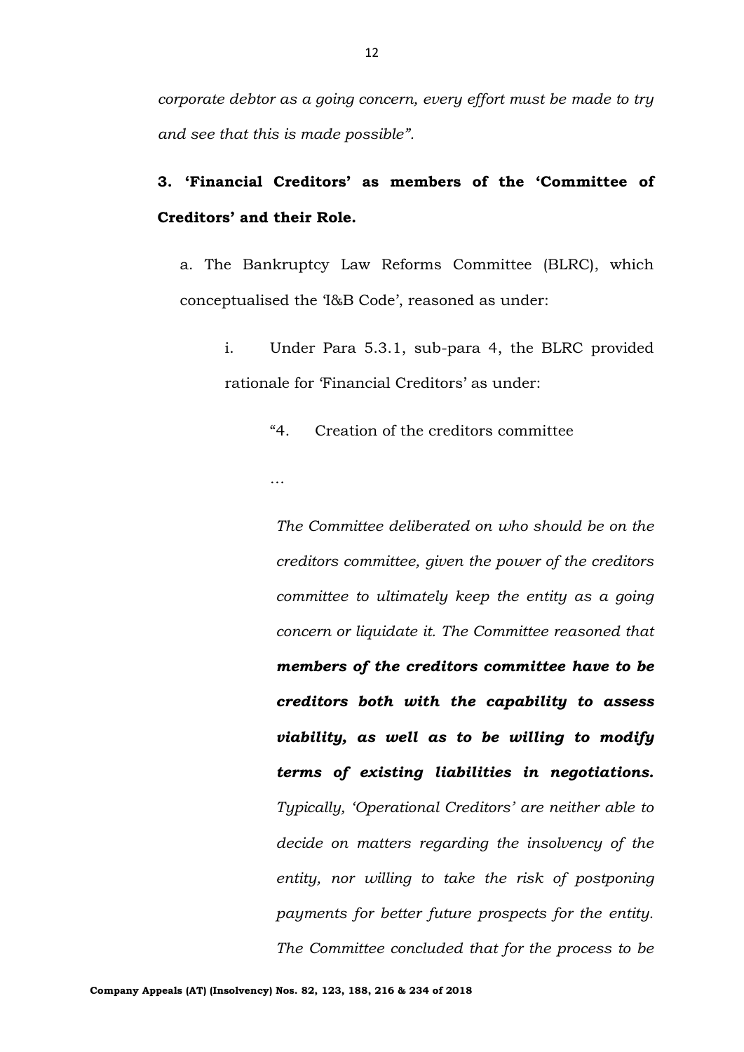*corporate debtor as a going concern, every effort must be made to try and see that this is made possible".*

**3. 'Financial Creditors' as members of the 'Committee of Creditors' and their Role.**

a. The Bankruptcy Law Reforms Committee (BLRC), which conceptualised the 'I&B Code', reasoned as under:

i. Under Para 5.3.1, sub-para 4, the BLRC provided rationale for 'Financial Creditors' as under:

> "4. Creation of the creditors committee
>
> …
>
> *The Committee deliberated on who should be on the creditors committee, given the power of the creditors committee to ultimately keep the entity as a going concern or liquidate it. The Committee reasoned that* ***members of the creditors committee have to be creditors both with the capability to assess viability, as well as to be willing to modify terms of existing liabilities in negotiations.*** *Typically, 'Operational Creditors' are neither able to decide on matters regarding the insolvency of the entity, nor willing to take the risk of postponing payments for better future prospects for the entity. The Committee concluded that for the process to be*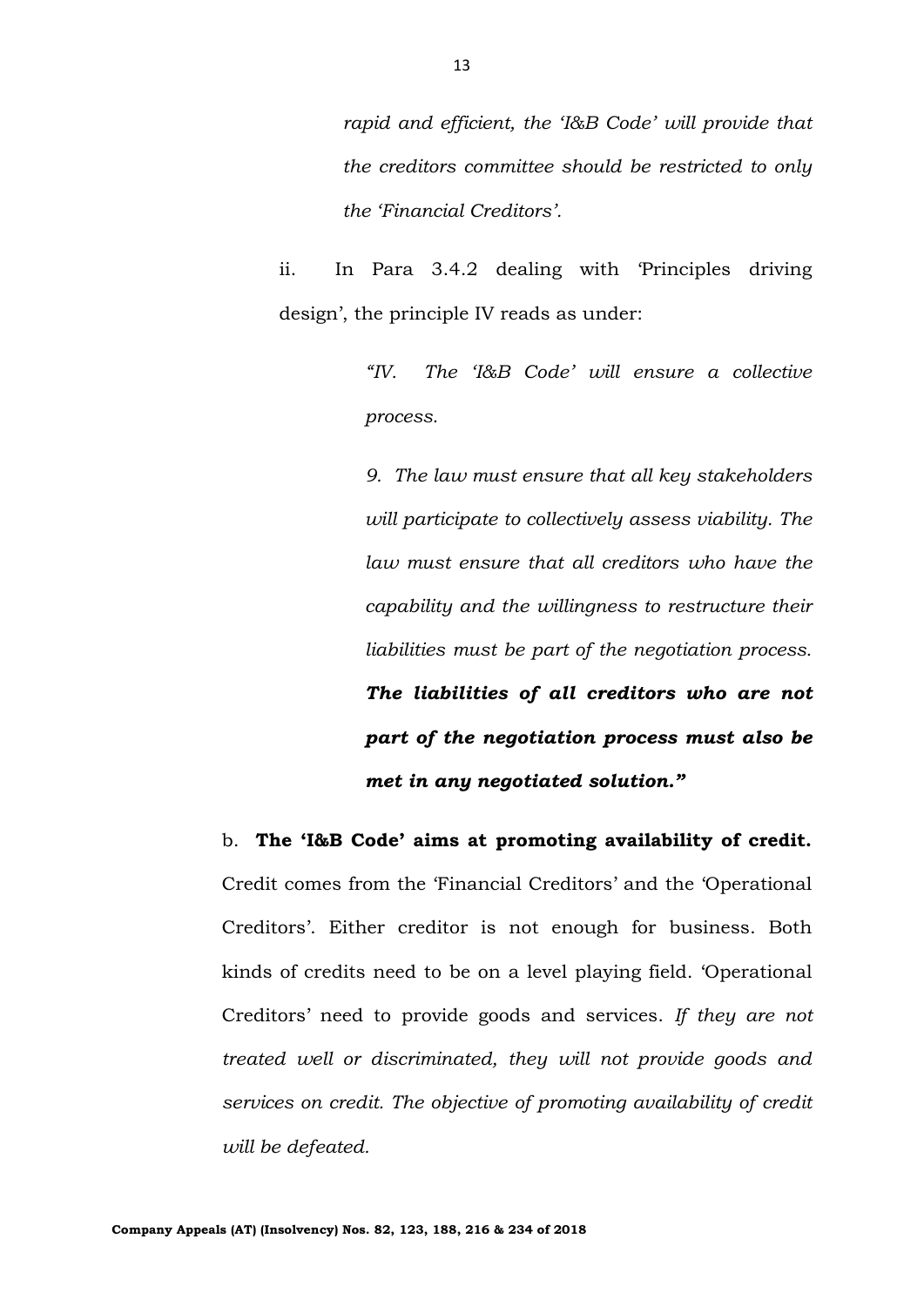> *rapid and efficient, the 'I&B Code' will provide that the creditors committee should be restricted to only the 'Financial Creditors'.*

ii. In Para 3.4.2 dealing with 'Principles driving design', the principle IV reads as under:

> *"IV. The 'I&B Code' will ensure a collective process.*
>
> *9. The law must ensure that all key stakeholders will participate to collectively assess viability. The law must ensure that all creditors who have the capability and the willingness to restructure their liabilities must be part of the negotiation process.* ***The liabilities of all creditors who are not part of the negotiation process must also be met in any negotiated solution."***

b. **The 'I&B Code' aims at promoting availability of credit.** Credit comes from the 'Financial Creditors' and the 'Operational Creditors'. Either creditor is not enough for business. Both kinds of credits need to be on a level playing field. 'Operational Creditors' need to provide goods and services. *If they are not treated well or discriminated, they will not provide goods and services on credit. The objective of promoting availability of credit will be defeated.*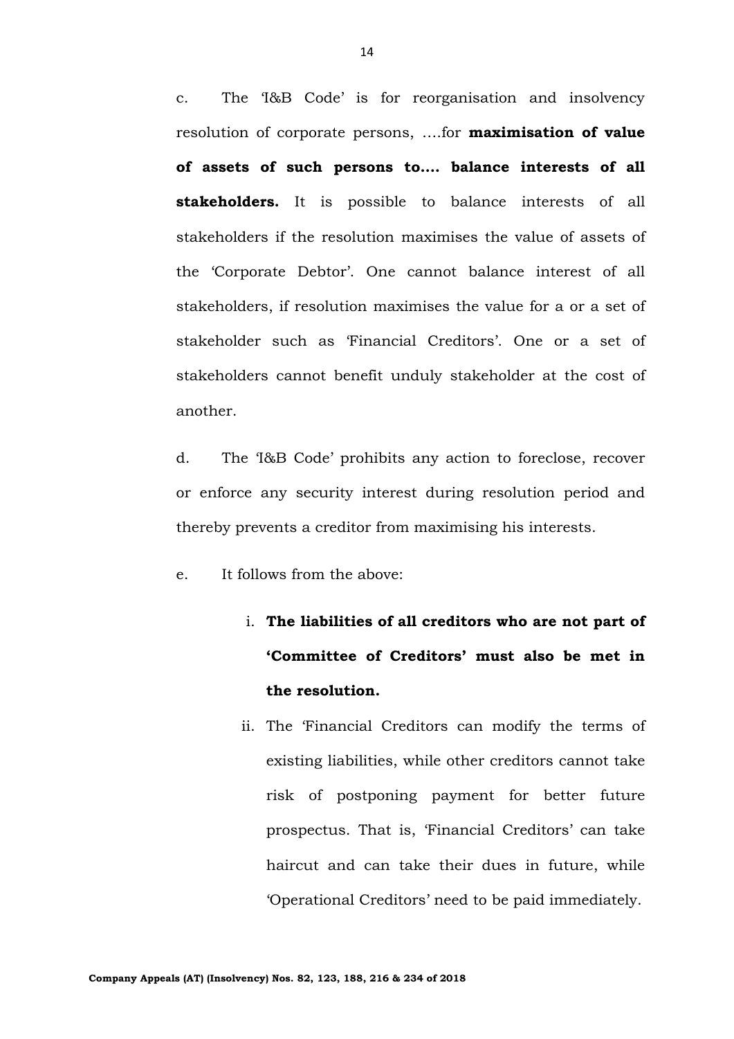c. The 'I&B Code' is for reorganisation and insolvency resolution of corporate persons, ....for **maximisation of value of assets of such persons to.... balance interests of all stakeholders.** It is possible to balance interests of all stakeholders if the resolution maximises the value of assets of the 'Corporate Debtor'. One cannot balance interest of all stakeholders, if resolution maximises the value for a or a set of stakeholder such as 'Financial Creditors'. One or a set of stakeholders cannot benefit unduly stakeholder at the cost of another.

d. The 'I&B Code' prohibits any action to foreclose, recover or enforce any security interest during resolution period and thereby prevents a creditor from maximising his interests.

e. It follows from the above:

i. **The liabilities of all creditors who are not part of 'Committee of Creditors' must also be met in the resolution.**

ii. The 'Financial Creditors can modify the terms of existing liabilities, while other creditors cannot take risk of postponing payment for better future prospectus. That is, 'Financial Creditors' can take haircut and can take their dues in future, while 'Operational Creditors' need to be paid immediately.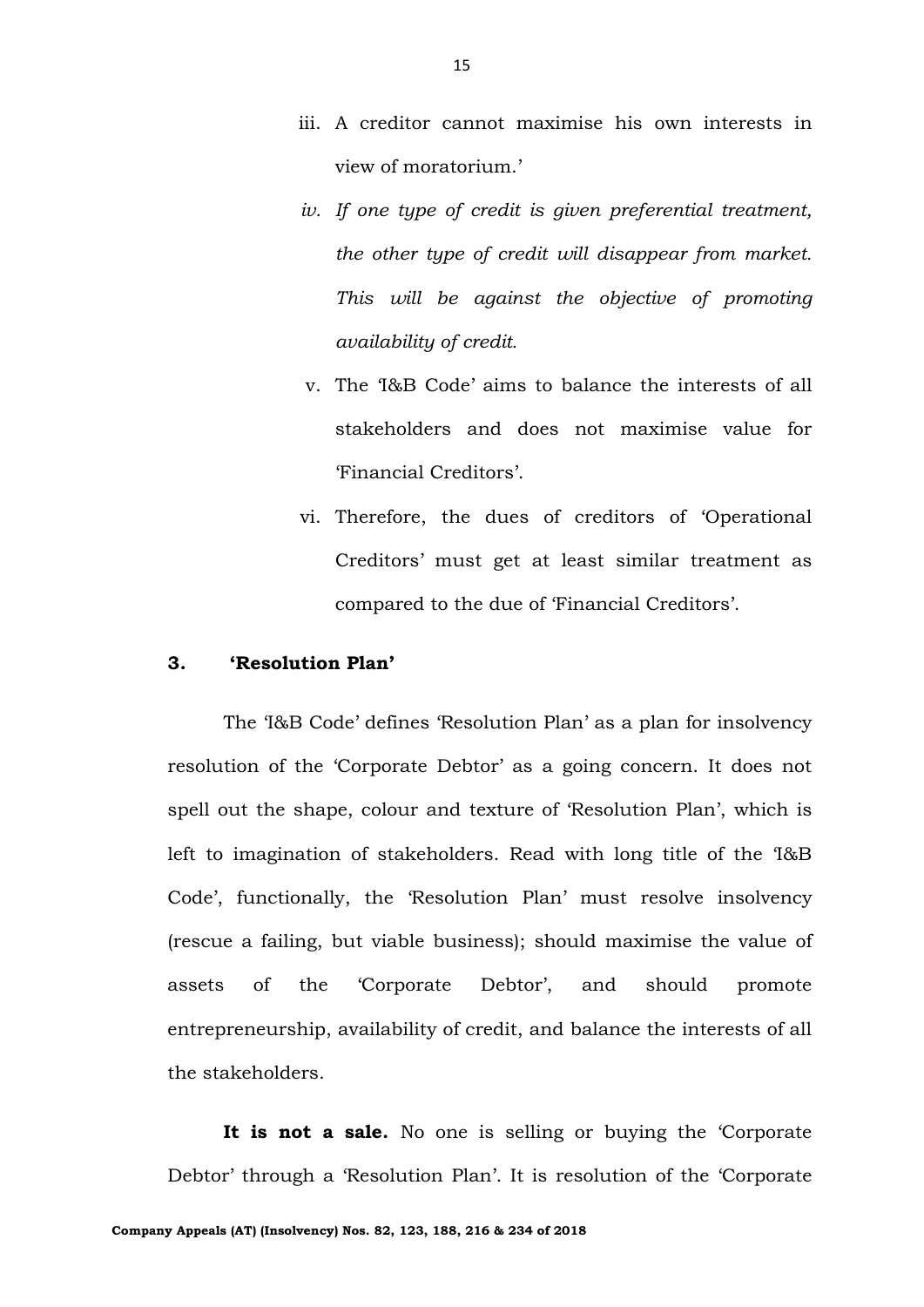iii. A creditor cannot maximise his own interests in view of moratorium.'

*iv. If one type of credit is given preferential treatment, the other type of credit will disappear from market. This will be against the objective of promoting availability of credit.*

v. The 'I&B Code' aims to balance the interests of all stakeholders and does not maximise value for 'Financial Creditors'.

vi. Therefore, the dues of creditors of 'Operational Creditors' must get at least similar treatment as compared to the due of 'Financial Creditors'.

### 3. 'Resolution Plan'

The 'I&B Code' defines 'Resolution Plan' as a plan for insolvency resolution of the 'Corporate Debtor' as a going concern. It does not spell out the shape, colour and texture of 'Resolution Plan', which is left to imagination of stakeholders. Read with long title of the 'I&B Code', functionally, the 'Resolution Plan' must resolve insolvency (rescue a failing, but viable business); should maximise the value of assets of the 'Corporate Debtor', and should promote entrepreneurship, availability of credit, and balance the interests of all the stakeholders.

**It is not a sale.** No one is selling or buying the 'Corporate Debtor' through a 'Resolution Plan'. It is resolution of the 'Corporate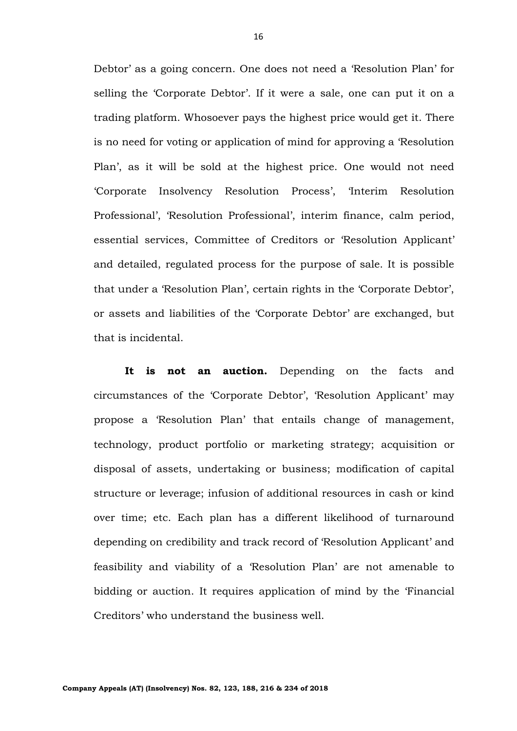Debtor' as a going concern. One does not need a 'Resolution Plan' for selling the 'Corporate Debtor'. If it were a sale, one can put it on a trading platform. Whosoever pays the highest price would get it. There is no need for voting or application of mind for approving a 'Resolution Plan', as it will be sold at the highest price. One would not need 'Corporate Insolvency Resolution Process', 'Interim Resolution Professional', 'Resolution Professional', interim finance, calm period, essential services, Committee of Creditors or 'Resolution Applicant' and detailed, regulated process for the purpose of sale. It is possible that under a 'Resolution Plan', certain rights in the 'Corporate Debtor', or assets and liabilities of the 'Corporate Debtor' are exchanged, but that is incidental.

**It is not an auction.** Depending on the facts and circumstances of the 'Corporate Debtor', 'Resolution Applicant' may propose a 'Resolution Plan' that entails change of management, technology, product portfolio or marketing strategy; acquisition or disposal of assets, undertaking or business; modification of capital structure or leverage; infusion of additional resources in cash or kind over time; etc. Each plan has a different likelihood of turnaround depending on credibility and track record of 'Resolution Applicant' and feasibility and viability of a 'Resolution Plan' are not amenable to bidding or auction. It requires application of mind by the 'Financial Creditors' who understand the business well.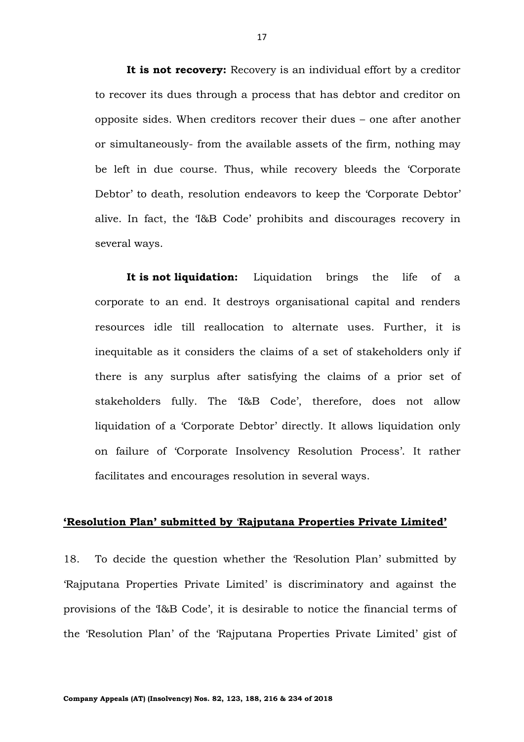**It is not recovery:** Recovery is an individual effort by a creditor to recover its dues through a process that has debtor and creditor on opposite sides. When creditors recover their dues – one after another or simultaneously- from the available assets of the firm, nothing may be left in due course. Thus, while recovery bleeds the 'Corporate Debtor' to death, resolution endeavors to keep the 'Corporate Debtor' alive. In fact, the 'I&B Code' prohibits and discourages recovery in several ways.

**It is not liquidation:** Liquidation brings the life of a corporate to an end. It destroys organisational capital and renders resources idle till reallocation to alternate uses. Further, it is inequitable as it considers the claims of a set of stakeholders only if there is any surplus after satisfying the claims of a prior set of stakeholders fully. The 'I&B Code', therefore, does not allow liquidation of a 'Corporate Debtor' directly. It allows liquidation only on failure of 'Corporate Insolvency Resolution Process'. It rather facilitates and encourages resolution in several ways.

**'Resolution Plan' submitted by 'Rajputana Properties Private Limited'**

18. To decide the question whether the 'Resolution Plan' submitted by 'Rajputana Properties Private Limited' is discriminatory and against the provisions of the 'I&B Code', it is desirable to notice the financial terms of the 'Resolution Plan' of the 'Rajputana Properties Private Limited' gist of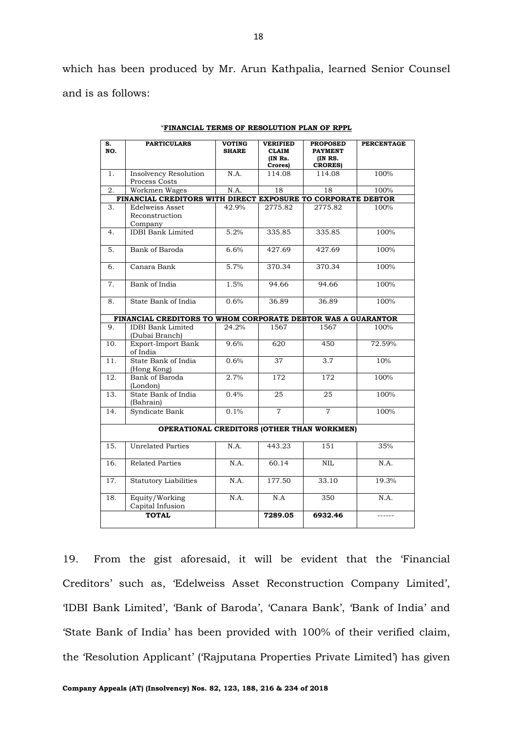which has been produced by Mr. Arun Kathpalia, learned Senior Counsel and is as follows:

"**FINANCIAL TERMS OF RESOLUTION PLAN OF RPPL**

| S. NO. | PARTICULARS | VOTING SHARE | VERIFIED CLAIM (IN Rs. Crores) | PROPOSED PAYMENT (IN RS. CRORES) | PERCENTAGE |
|---|---|---|---|---|---|
| 1. | Insolvency Resolution Process Costs | N.A. | 114.08 | 114.08 | 100% |
| 2. | Workmen Wages | N.A. | 18 | 18 | 100% |
| **FINANCIAL CREDITORS WITH DIRECT EXPOSURE TO CORPORATE DEBTOR** | | | | | |
| 3. | Edelweiss Asset Reconstruction Company | 42.9% | 2775.82 | 2775.82 | 100% |
| 4. | IDBI Bank Limited | 5.2% | 335.85 | 335.85 | 100% |
| 5. | Bank of Baroda | 6.6% | 427.69 | 427.69 | 100% |
| 6. | Canara Bank | 5.7% | 370.34 | 370.34 | 100% |
| 7. | Bank of India | 1.5% | 94.66 | 94.66 | 100% |
| 8. | State Bank of India | 0.6% | 36.89 | 36.89 | 100% |
| **FINANCIAL CREDITORS TO WHOM CORPORATE DEBTOR WAS A GUARANTOR** | | | | | |
| 9. | IDBI Bank Limited (Dubai Branch) | 24.2% | 1567 | 1567 | 100% |
| 10. | Export-Import Bank of India | 9.6% | 620 | 450 | 72.59% |
| 11. | State Bank of India (Hong Kong) | 0.6% | 37 | 3.7 | 10% |
| 12. | Bank of Baroda (London) | 2.7% | 172 | 172 | 100% |
| 13. | State Bank of India (Bahrain) | 0.4% | 25 | 25 | 100% |
| 14. | Syndicate Bank | 0.1% | 7 | 7 | 100% |
| **OPERATIONAL CREDITORS (OTHER THAN WORKMEN)** | | | | | |
| 15. | Unrelated Parties | N.A. | 443.23 | 151 | 35% |
| 16. | Related Parties | N.A. | 60.14 | NIL | N.A. |
| 17. | Statutory Liabilities | N.A. | 177.50 | 33.10 | 19.3% |
| 18. | Equity/Working Capital Infusion | N.A. | N.A | 350 | N.A. |
| **TOTAL** | | | **7289.05** | **6932.46** | ------ |

19. From the gist aforesaid, it will be evident that the 'Financial Creditors' such as, 'Edelweiss Asset Reconstruction Company Limited', 'IDBI Bank Limited', 'Bank of Baroda', 'Canara Bank', 'Bank of India' and 'State Bank of India' has been provided with 100% of their verified claim, the 'Resolution Applicant' ('Rajputana Properties Private Limited') has given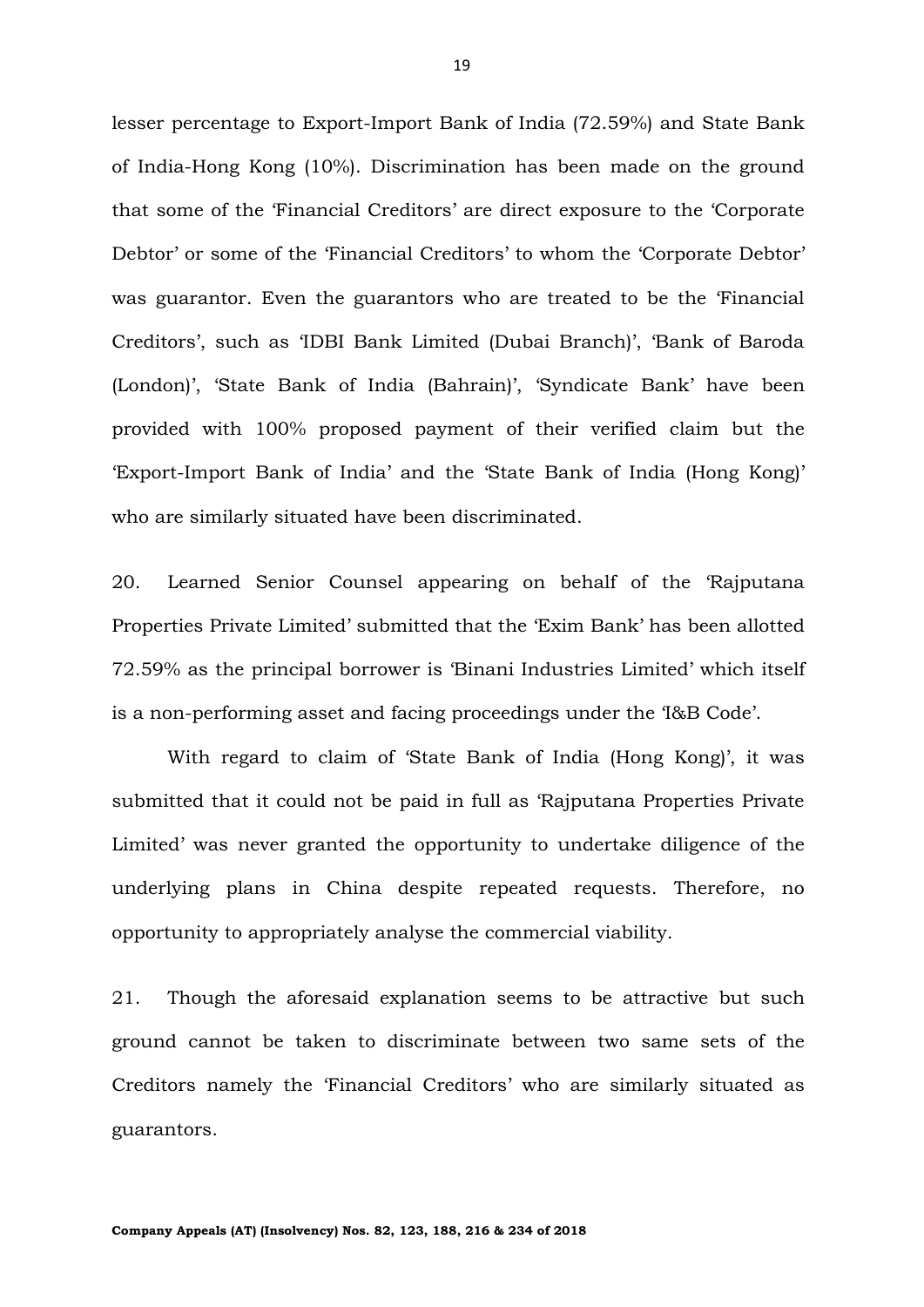lesser percentage to Export-Import Bank of India (72.59%) and State Bank of India-Hong Kong (10%). Discrimination has been made on the ground that some of the 'Financial Creditors' are direct exposure to the 'Corporate Debtor' or some of the 'Financial Creditors' to whom the 'Corporate Debtor' was guarantor. Even the guarantors who are treated to be the 'Financial Creditors', such as 'IDBI Bank Limited (Dubai Branch)', 'Bank of Baroda (London)', 'State Bank of India (Bahrain)', 'Syndicate Bank' have been provided with 100% proposed payment of their verified claim but the 'Export-Import Bank of India' and the 'State Bank of India (Hong Kong)' who are similarly situated have been discriminated.

20. Learned Senior Counsel appearing on behalf of the 'Rajputana Properties Private Limited' submitted that the 'Exim Bank' has been allotted 72.59% as the principal borrower is 'Binani Industries Limited' which itself is a non-performing asset and facing proceedings under the 'I&B Code'.

With regard to claim of 'State Bank of India (Hong Kong)', it was submitted that it could not be paid in full as 'Rajputana Properties Private Limited' was never granted the opportunity to undertake diligence of the underlying plans in China despite repeated requests. Therefore, no opportunity to appropriately analyse the commercial viability.

21. Though the aforesaid explanation seems to be attractive but such ground cannot be taken to discriminate between two same sets of the Creditors namely the 'Financial Creditors' who are similarly situated as guarantors.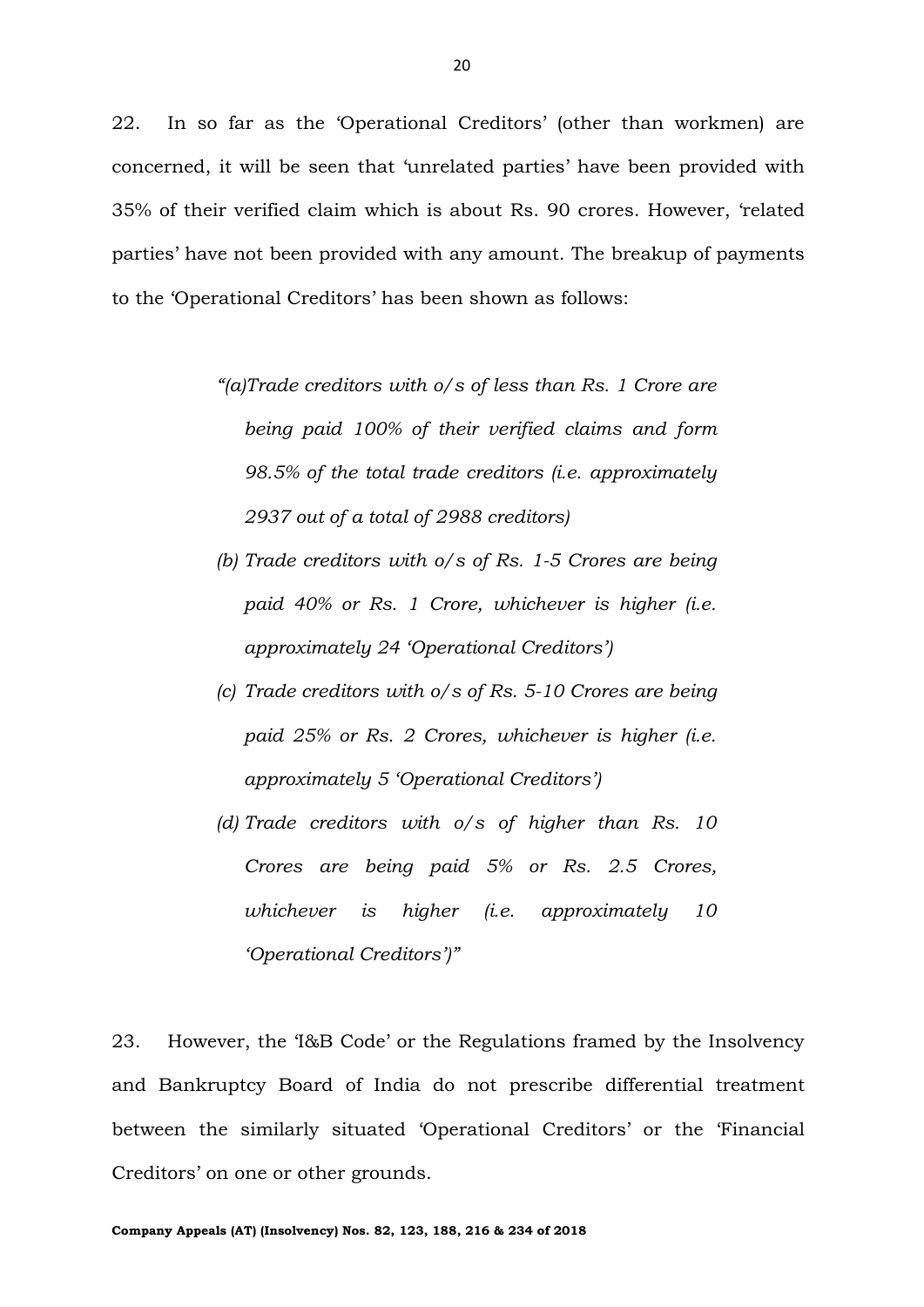22. In so far as the 'Operational Creditors' (other than workmen) are concerned, it will be seen that 'unrelated parties' have been provided with 35% of their verified claim which is about Rs. 90 crores. However, 'related parties' have not been provided with any amount. The breakup of payments to the 'Operational Creditors' has been shown as follows:

> *"(a)Trade creditors with o/s of less than Rs. 1 Crore are being paid 100% of their verified claims and form 98.5% of the total trade creditors (i.e. approximately 2937 out of a total of 2988 creditors)*
>
> *(b) Trade creditors with o/s of Rs. 1-5 Crores are being paid 40% or Rs. 1 Crore, whichever is higher (i.e. approximately 24 'Operational Creditors')*
>
> *(c) Trade creditors with o/s of Rs. 5-10 Crores are being paid 25% or Rs. 2 Crores, whichever is higher (i.e. approximately 5 'Operational Creditors')*
>
> *(d) Trade creditors with o/s of higher than Rs. 10 Crores are being paid 5% or Rs. 2.5 Crores, whichever is higher (i.e. approximately 10 'Operational Creditors')"*

23. However, the 'I&B Code' or the Regulations framed by the Insolvency and Bankruptcy Board of India do not prescribe differential treatment between the similarly situated 'Operational Creditors' or the 'Financial Creditors' on one or other grounds.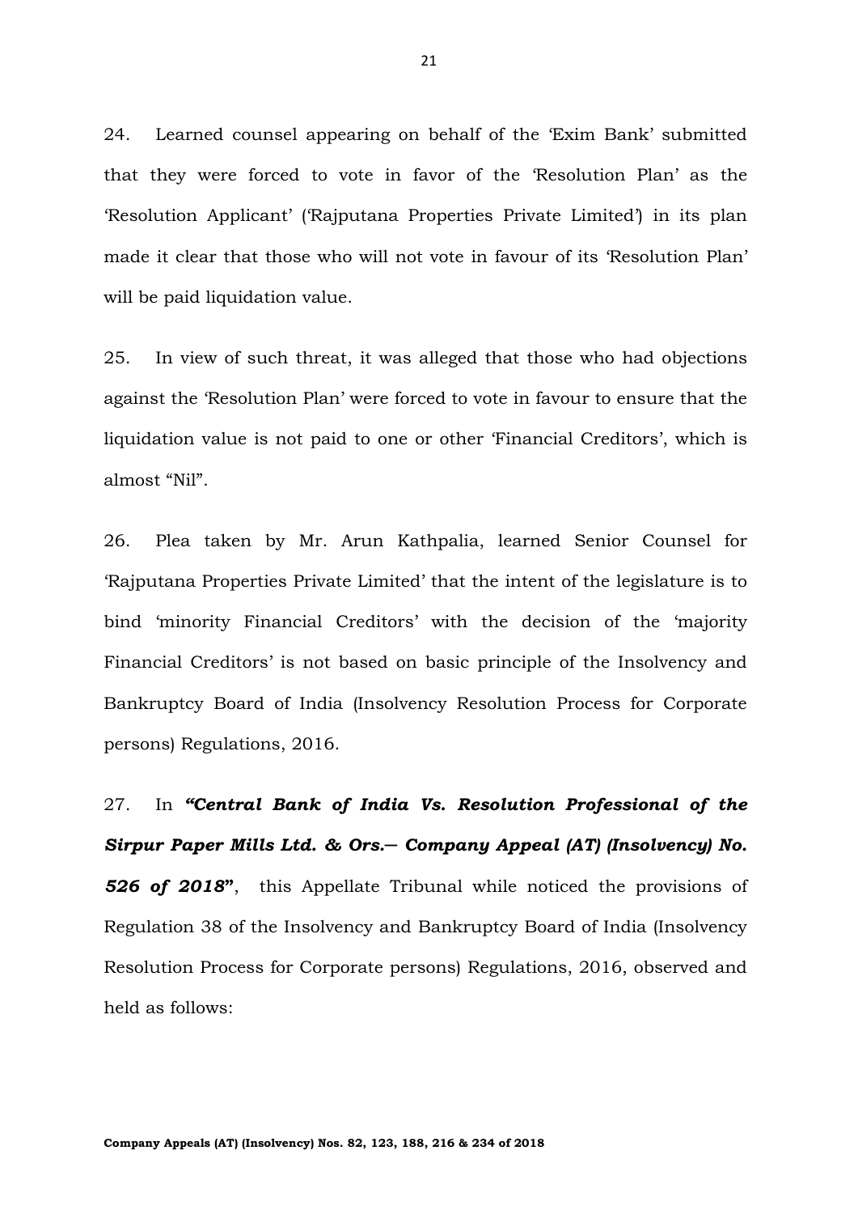24. Learned counsel appearing on behalf of the 'Exim Bank' submitted that they were forced to vote in favor of the 'Resolution Plan' as the 'Resolution Applicant' ('Rajputana Properties Private Limited') in its plan made it clear that those who will not vote in favour of its 'Resolution Plan' will be paid liquidation value.

25. In view of such threat, it was alleged that those who had objections against the 'Resolution Plan' were forced to vote in favour to ensure that the liquidation value is not paid to one or other 'Financial Creditors', which is almost "Nil".

26. Plea taken by Mr. Arun Kathpalia, learned Senior Counsel for 'Rajputana Properties Private Limited' that the intent of the legislature is to bind 'minority Financial Creditors' with the decision of the 'majority Financial Creditors' is not based on basic principle of the Insolvency and Bankruptcy Board of India (Insolvency Resolution Process for Corporate persons) Regulations, 2016.

27. In ***"Central Bank of India Vs. Resolution Professional of the Sirpur Paper Mills Ltd. & Ors.— Company Appeal (AT) (Insolvency) No. 526 of 2018"***, this Appellate Tribunal while noticed the provisions of Regulation 38 of the Insolvency and Bankruptcy Board of India (Insolvency Resolution Process for Corporate persons) Regulations, 2016, observed and held as follows: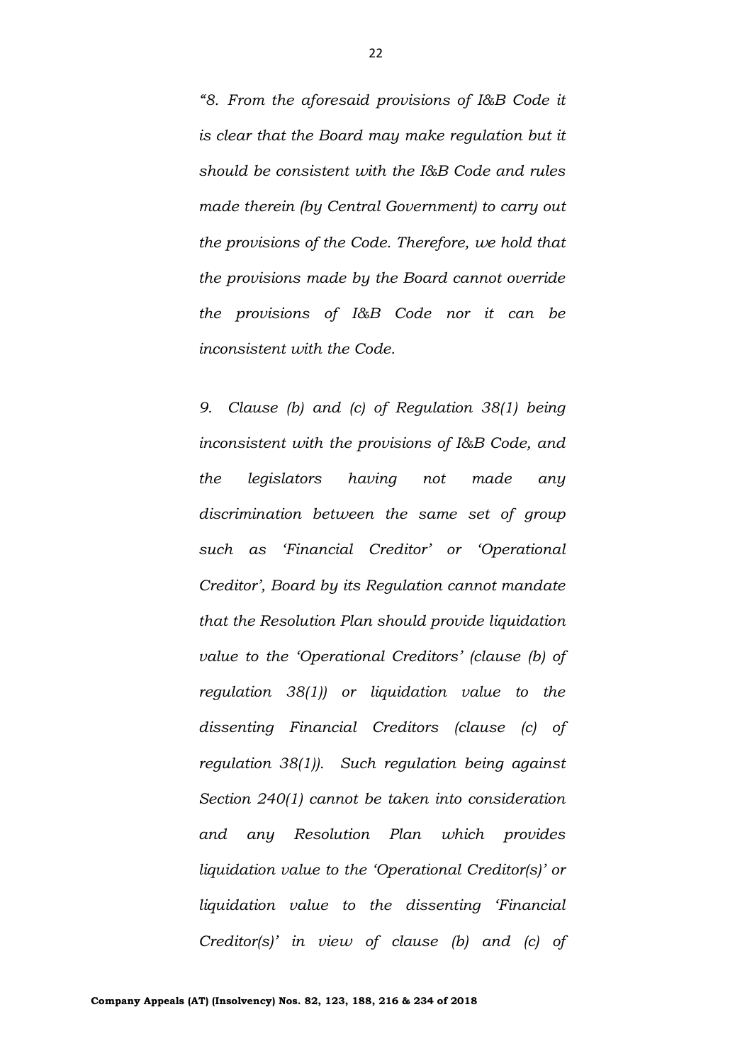*"8. From the aforesaid provisions of I&B Code it is clear that the Board may make regulation but it should be consistent with the I&B Code and rules made therein (by Central Government) to carry out the provisions of the Code. Therefore, we hold that the provisions made by the Board cannot override the provisions of I&B Code nor it can be inconsistent with the Code.*

*9. Clause (b) and (c) of Regulation 38(1) being inconsistent with the provisions of I&B Code, and the legislators having not made any discrimination between the same set of group such as 'Financial Creditor' or 'Operational Creditor', Board by its Regulation cannot mandate that the Resolution Plan should provide liquidation value to the 'Operational Creditors' (clause (b) of regulation 38(1)) or liquidation value to the dissenting Financial Creditors (clause (c) of regulation 38(1)). Such regulation being against Section 240(1) cannot be taken into consideration and any Resolution Plan which provides liquidation value to the 'Operational Creditor(s)' or liquidation value to the dissenting 'Financial Creditor(s)' in view of clause (b) and (c) of*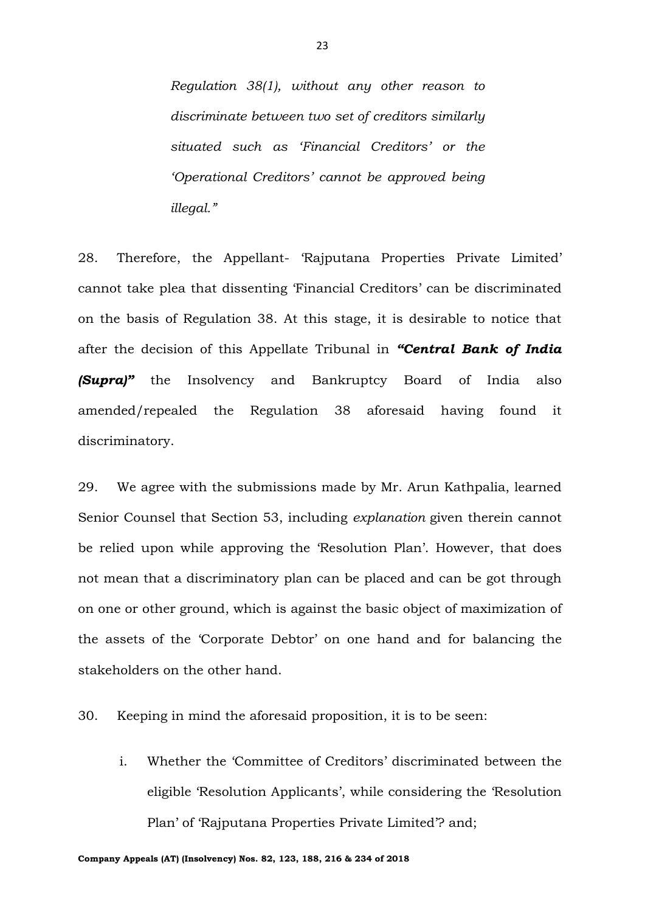> *Regulation 38(1), without any other reason to discriminate between two set of creditors similarly situated such as 'Financial Creditors' or the 'Operational Creditors' cannot be approved being illegal."*

28. Therefore, the Appellant- 'Rajputana Properties Private Limited' cannot take plea that dissenting 'Financial Creditors' can be discriminated on the basis of Regulation 38. At this stage, it is desirable to notice that after the decision of this Appellate Tribunal in ***"Central Bank of India (Supra)"*** the Insolvency and Bankruptcy Board of India also amended/repealed the Regulation 38 aforesaid having found it discriminatory.

29. We agree with the submissions made by Mr. Arun Kathpalia, learned Senior Counsel that Section 53, including *explanation* given therein cannot be relied upon while approving the 'Resolution Plan'. However, that does not mean that a discriminatory plan can be placed and can be got through on one or other ground, which is against the basic object of maximization of the assets of the 'Corporate Debtor' on one hand and for balancing the stakeholders on the other hand.

30. Keeping in mind the aforesaid proposition, it is to be seen:

i. Whether the 'Committee of Creditors' discriminated between the eligible 'Resolution Applicants', while considering the 'Resolution Plan' of 'Rajputana Properties Private Limited'? and;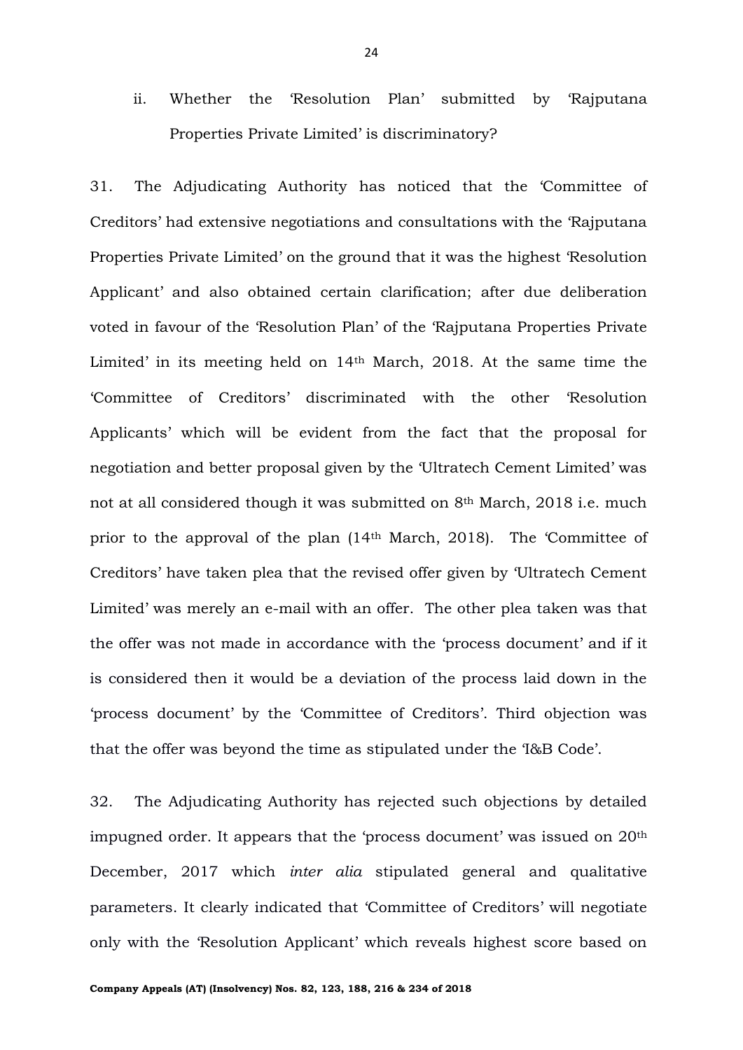ii. Whether the 'Resolution Plan' submitted by 'Rajputana Properties Private Limited' is discriminatory?

31. The Adjudicating Authority has noticed that the 'Committee of Creditors' had extensive negotiations and consultations with the 'Rajputana Properties Private Limited' on the ground that it was the highest 'Resolution Applicant' and also obtained certain clarification; after due deliberation voted in favour of the 'Resolution Plan' of the 'Rajputana Properties Private Limited' in its meeting held on 14th March, 2018. At the same time the 'Committee of Creditors' discriminated with the other 'Resolution Applicants' which will be evident from the fact that the proposal for negotiation and better proposal given by the 'Ultratech Cement Limited' was not at all considered though it was submitted on 8th March, 2018 i.e. much prior to the approval of the plan (14th March, 2018). The 'Committee of Creditors' have taken plea that the revised offer given by 'Ultratech Cement Limited' was merely an e-mail with an offer. The other plea taken was that the offer was not made in accordance with the 'process document' and if it is considered then it would be a deviation of the process laid down in the 'process document' by the 'Committee of Creditors'. Third objection was that the offer was beyond the time as stipulated under the 'I&B Code'.

32. The Adjudicating Authority has rejected such objections by detailed impugned order. It appears that the 'process document' was issued on 20th December, 2017 which *inter alia* stipulated general and qualitative parameters. It clearly indicated that 'Committee of Creditors' will negotiate only with the 'Resolution Applicant' which reveals highest score based on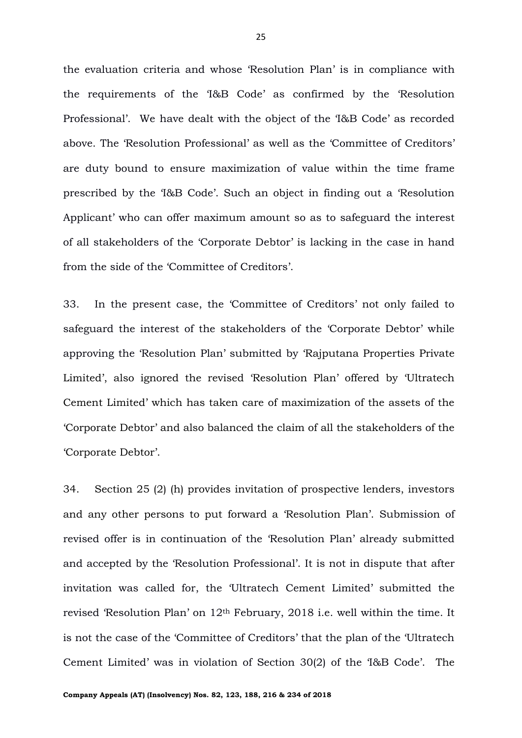the evaluation criteria and whose 'Resolution Plan' is in compliance with the requirements of the 'I&B Code' as confirmed by the 'Resolution Professional'. We have dealt with the object of the 'I&B Code' as recorded above. The 'Resolution Professional' as well as the 'Committee of Creditors' are duty bound to ensure maximization of value within the time frame prescribed by the 'I&B Code'. Such an object in finding out a 'Resolution Applicant' who can offer maximum amount so as to safeguard the interest of all stakeholders of the 'Corporate Debtor' is lacking in the case in hand from the side of the 'Committee of Creditors'.

33. In the present case, the 'Committee of Creditors' not only failed to safeguard the interest of the stakeholders of the 'Corporate Debtor' while approving the 'Resolution Plan' submitted by 'Rajputana Properties Private Limited', also ignored the revised 'Resolution Plan' offered by 'Ultratech Cement Limited' which has taken care of maximization of the assets of the 'Corporate Debtor' and also balanced the claim of all the stakeholders of the 'Corporate Debtor'.

34. Section 25 (2) (h) provides invitation of prospective lenders, investors and any other persons to put forward a 'Resolution Plan'. Submission of revised offer is in continuation of the 'Resolution Plan' already submitted and accepted by the 'Resolution Professional'. It is not in dispute that after invitation was called for, the 'Ultratech Cement Limited' submitted the revised 'Resolution Plan' on 12th February, 2018 i.e. well within the time. It is not the case of the 'Committee of Creditors' that the plan of the 'Ultratech Cement Limited' was in violation of Section 30(2) of the 'I&B Code'. The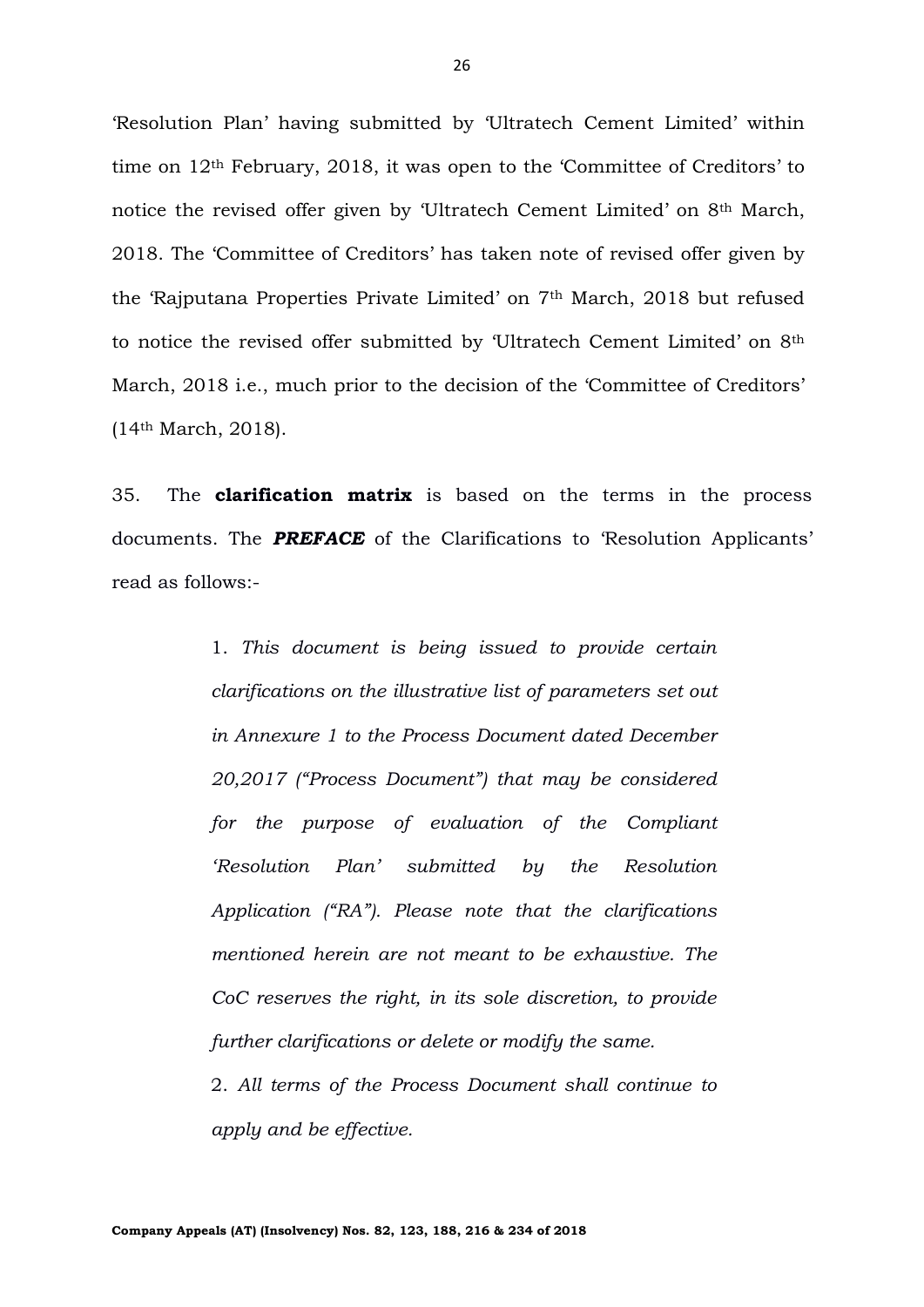'Resolution Plan' having submitted by 'Ultratech Cement Limited' within time on 12th February, 2018, it was open to the 'Committee of Creditors' to notice the revised offer given by 'Ultratech Cement Limited' on 8th March, 2018. The 'Committee of Creditors' has taken note of revised offer given by the 'Rajputana Properties Private Limited' on 7th March, 2018 but refused to notice the revised offer submitted by 'Ultratech Cement Limited' on 8th March, 2018 i.e., much prior to the decision of the 'Committee of Creditors' (14th March, 2018).

35. The **clarification matrix** is based on the terms in the process documents. The ***PREFACE*** of the Clarifications to 'Resolution Applicants' read as follows:-

> 1. *This document is being issued to provide certain clarifications on the illustrative list of parameters set out in Annexure 1 to the Process Document dated December 20,2017 ("Process Document") that may be considered for the purpose of evaluation of the Compliant 'Resolution Plan' submitted by the Resolution Application ("RA"). Please note that the clarifications mentioned herein are not meant to be exhaustive. The CoC reserves the right, in its sole discretion, to provide further clarifications or delete or modify the same.*
>
> 2. *All terms of the Process Document shall continue to apply and be effective.*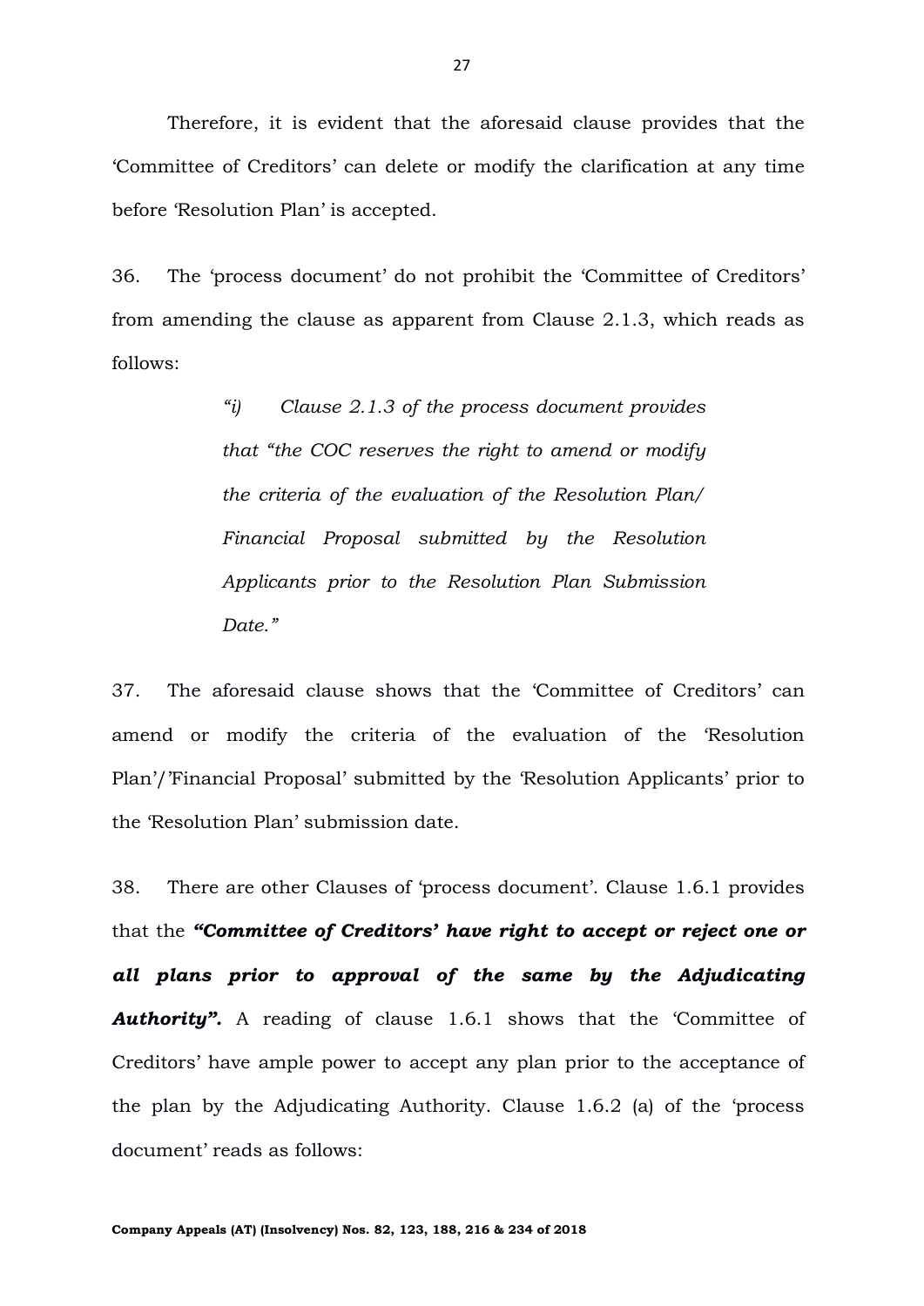Therefore, it is evident that the aforesaid clause provides that the 'Committee of Creditors' can delete or modify the clarification at any time before 'Resolution Plan' is accepted.

36. The 'process document' do not prohibit the 'Committee of Creditors' from amending the clause as apparent from Clause 2.1.3, which reads as follows:

> *"i) Clause 2.1.3 of the process document provides that "the COC reserves the right to amend or modify the criteria of the evaluation of the Resolution Plan/ Financial Proposal submitted by the Resolution Applicants prior to the Resolution Plan Submission Date."*

37. The aforesaid clause shows that the 'Committee of Creditors' can amend or modify the criteria of the evaluation of the 'Resolution Plan'/'Financial Proposal' submitted by the 'Resolution Applicants' prior to the 'Resolution Plan' submission date.

38. There are other Clauses of 'process document'. Clause 1.6.1 provides that the ***"Committee of Creditors' have right to accept or reject one or all plans prior to approval of the same by the Adjudicating Authority".*** A reading of clause 1.6.1 shows that the 'Committee of Creditors' have ample power to accept any plan prior to the acceptance of the plan by the Adjudicating Authority. Clause 1.6.2 (a) of the 'process document' reads as follows: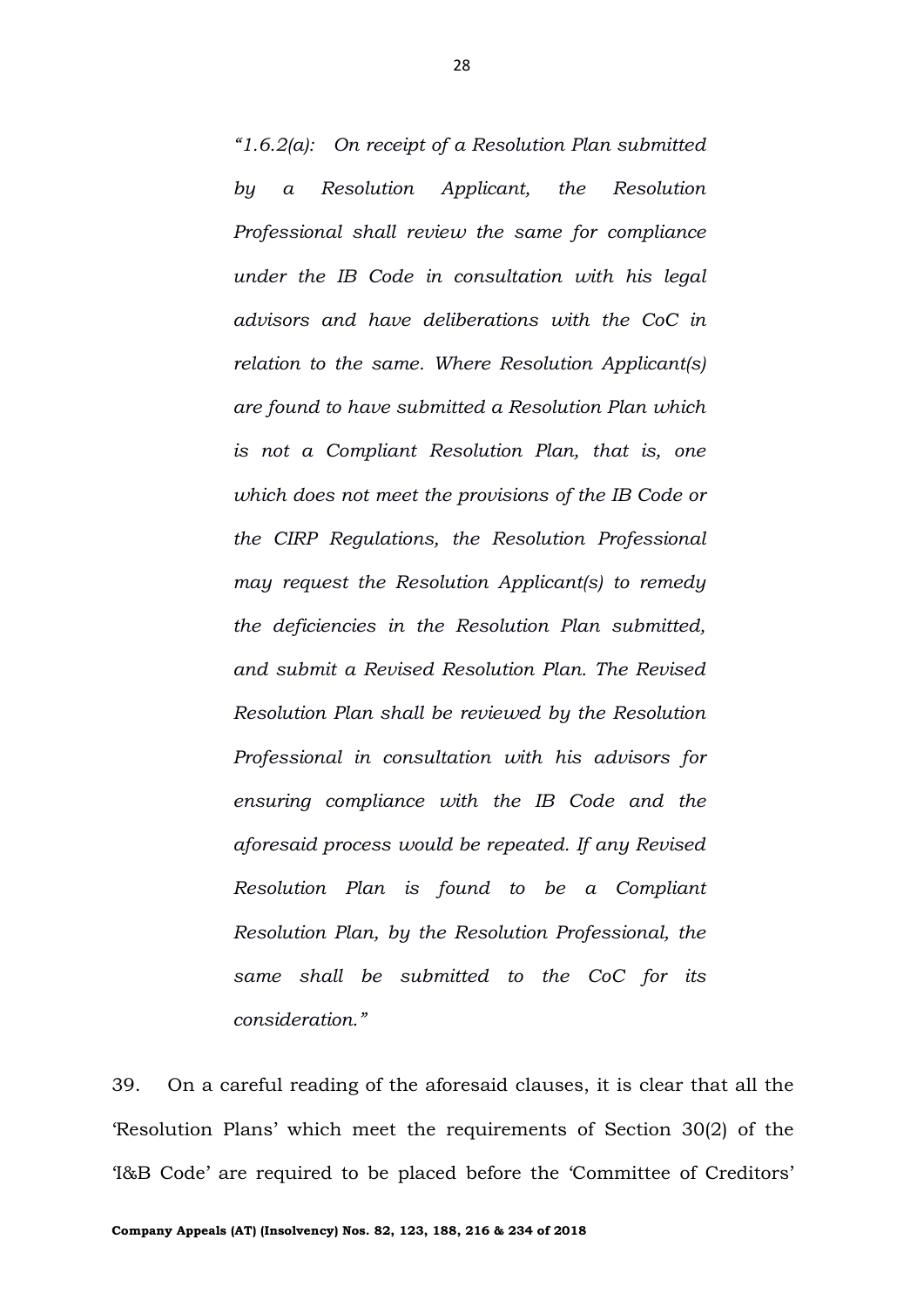> *"1.6.2(a): On receipt of a Resolution Plan submitted by a Resolution Applicant, the Resolution Professional shall review the same for compliance under the IB Code in consultation with his legal advisors and have deliberations with the CoC in relation to the same. Where Resolution Applicant(s) are found to have submitted a Resolution Plan which is not a Compliant Resolution Plan, that is, one which does not meet the provisions of the IB Code or the CIRP Regulations, the Resolution Professional may request the Resolution Applicant(s) to remedy the deficiencies in the Resolution Plan submitted, and submit a Revised Resolution Plan. The Revised Resolution Plan shall be reviewed by the Resolution Professional in consultation with his advisors for ensuring compliance with the IB Code and the aforesaid process would be repeated. If any Revised Resolution Plan is found to be a Compliant Resolution Plan, by the Resolution Professional, the same shall be submitted to the CoC for its consideration."*

39. On a careful reading of the aforesaid clauses, it is clear that all the 'Resolution Plans' which meet the requirements of Section 30(2) of the 'I&B Code' are required to be placed before the 'Committee of Creditors'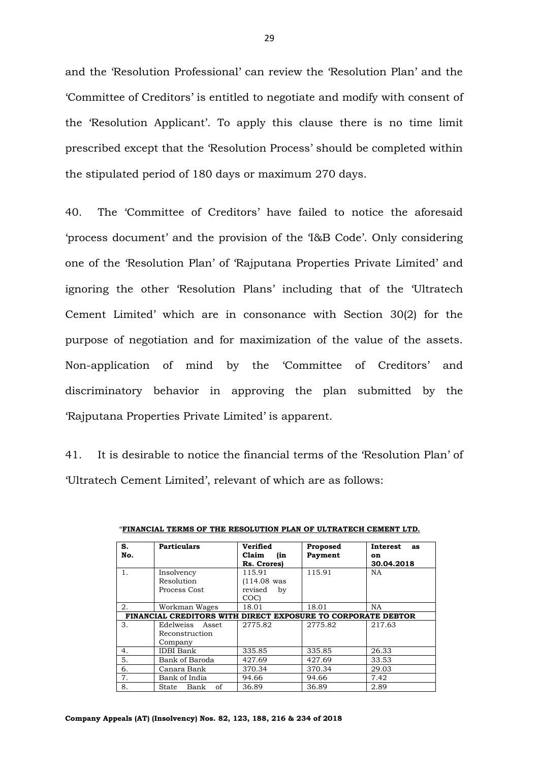and the 'Resolution Professional' can review the 'Resolution Plan' and the 'Committee of Creditors' is entitled to negotiate and modify with consent of the 'Resolution Applicant'. To apply this clause there is no time limit prescribed except that the 'Resolution Process' should be completed within the stipulated period of 180 days or maximum 270 days.

40. The 'Committee of Creditors' have failed to notice the aforesaid 'process document' and the provision of the 'I&B Code'. Only considering one of the 'Resolution Plan' of 'Rajputana Properties Private Limited' and ignoring the other 'Resolution Plans' including that of the 'Ultratech Cement Limited' which are in consonance with Section 30(2) for the purpose of negotiation and for maximization of the value of the assets. Non-application of mind by the 'Committee of Creditors' and discriminatory behavior in approving the plan submitted by the 'Rajputana Properties Private Limited' is apparent.

41. It is desirable to notice the financial terms of the 'Resolution Plan' of 'Ultratech Cement Limited', relevant of which are as follows:

"**FINANCIAL TERMS OF THE RESOLUTION PLAN OF ULTRATECH CEMENT LTD.**

| S. No. | Particulars | Verified Claim (in Rs. Crores) | Proposed Payment | Interest as on 30.04.2018 |
|---|---|---|---|---|
| 1. | Insolvency Resolution Process Cost | 115.91 (114.08 was revised by COC) | 115.91 | NA |
| 2. | Workman Wages | 18.01 | 18.01 | NA |
| **FINANCIAL CREDITORS WITH DIRECT EXPOSURE TO CORPORATE DEBTOR** | | | | |
| 3. | Edelweiss Asset Reconstruction Company | 2775.82 | 2775.82 | 217.63 |
| 4. | IDBI Bank | 335.85 | 335.85 | 26.33 |
| 5. | Bank of Baroda | 427.69 | 427.69 | 33.53 |
| 6. | Canara Bank | 370.34 | 370.34 | 29.03 |
| 7. | Bank of India | 94.66 | 94.66 | 7.42 |
| 8. | State Bank of | 36.89 | 36.89 | 2.89 |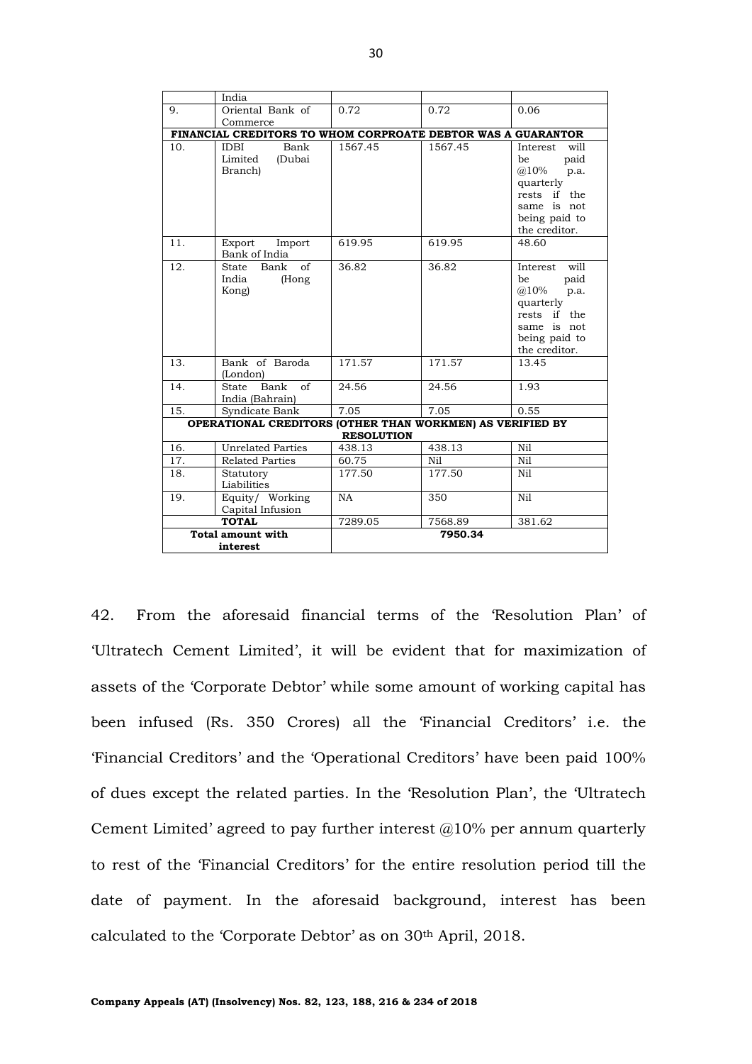|  | India |  |  |  |
|---|---|---|---|---|
| 9. | Oriental Bank of Commerce | 0.72 | 0.72 | 0.06 |
| **FINANCIAL CREDITORS TO WHOM CORPROATE DEBTOR WAS A GUARANTOR** | | | | |
| 10. | IDBI Bank Limited (Dubai Branch) | 1567.45 | 1567.45 | Interest will be paid @10% p.a. quarterly rests if the same is not being paid to the creditor. |
| 11. | Export Import Bank of India | 619.95 | 619.95 | 48.60 |
| 12. | State Bank of India (Hong Kong) | 36.82 | 36.82 | Interest will be paid @10% p.a. quarterly rests if the same is not being paid to the creditor. |
| 13. | Bank of Baroda (London) | 171.57 | 171.57 | 13.45 |
| 14. | State Bank of India (Bahrain) | 24.56 | 24.56 | 1.93 |
| 15. | Syndicate Bank | 7.05 | 7.05 | 0.55 |
| **OPERATIONAL CREDITORS (OTHER THAN WORKMEN) AS VERIFIED BY RESOLUTION** | | | | |
| 16. | Unrelated Parties | 438.13 | 438.13 | Nil |
| 17. | Related Parties | 60.75 | Nil | Nil |
| 18. | Statutory Liabilities | 177.50 | 177.50 | Nil |
| 19. | Equity/ Working Capital Infusion | NA | 350 | Nil |
| **TOTAL** | | 7289.05 | 7568.89 | 381.62 |
| **Total amount with interest** | | **7950.34** | | |

42. From the aforesaid financial terms of the 'Resolution Plan' of 'Ultratech Cement Limited', it will be evident that for maximization of assets of the 'Corporate Debtor' while some amount of working capital has been infused (Rs. 350 Crores) all the 'Financial Creditors' i.e. the 'Financial Creditors' and the 'Operational Creditors' have been paid 100% of dues except the related parties. In the 'Resolution Plan', the 'Ultratech Cement Limited' agreed to pay further interest @10% per annum quarterly to rest of the 'Financial Creditors' for the entire resolution period till the date of payment. In the aforesaid background, interest has been calculated to the 'Corporate Debtor' as on 30th April, 2018.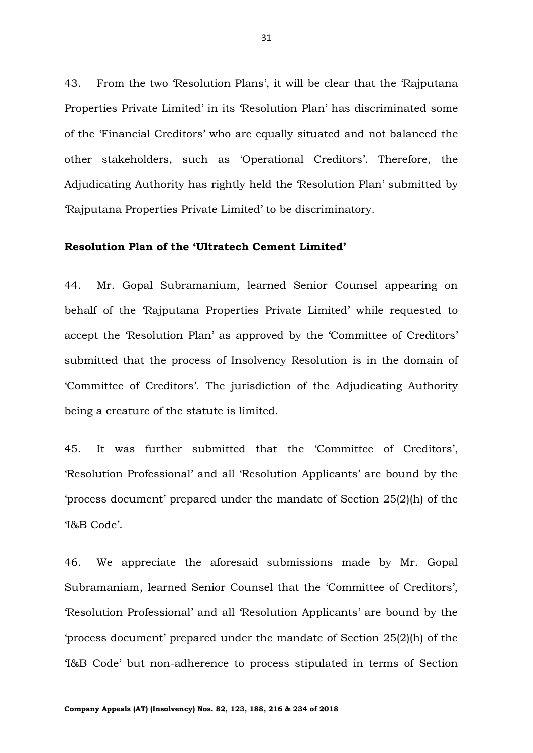43. From the two 'Resolution Plans', it will be clear that the 'Rajputana Properties Private Limited' in its 'Resolution Plan' has discriminated some of the 'Financial Creditors' who are equally situated and not balanced the other stakeholders, such as 'Operational Creditors'. Therefore, the Adjudicating Authority has rightly held the 'Resolution Plan' submitted by 'Rajputana Properties Private Limited' to be discriminatory.

**Resolution Plan of the 'Ultratech Cement Limited'**

44. Mr. Gopal Subramanium, learned Senior Counsel appearing on behalf of the 'Rajputana Properties Private Limited' while requested to accept the 'Resolution Plan' as approved by the 'Committee of Creditors' submitted that the process of Insolvency Resolution is in the domain of 'Committee of Creditors'. The jurisdiction of the Adjudicating Authority being a creature of the statute is limited.

45. It was further submitted that the 'Committee of Creditors', 'Resolution Professional' and all 'Resolution Applicants' are bound by the 'process document' prepared under the mandate of Section 25(2)(h) of the 'I&B Code'.

46. We appreciate the aforesaid submissions made by Mr. Gopal Subramaniam, learned Senior Counsel that the 'Committee of Creditors', 'Resolution Professional' and all 'Resolution Applicants' are bound by the 'process document' prepared under the mandate of Section 25(2)(h) of the 'I&B Code' but non-adherence to process stipulated in terms of Section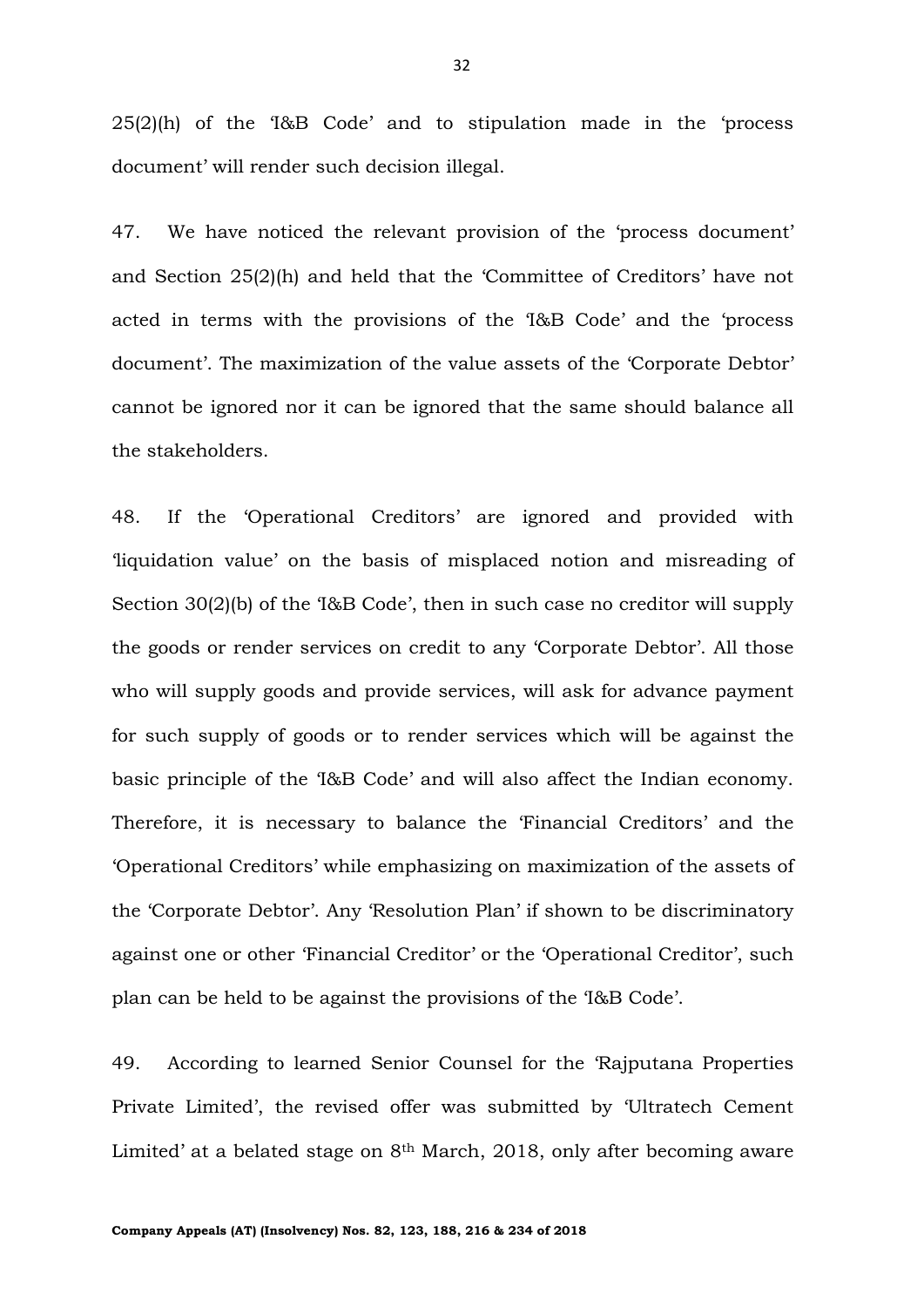25(2)(h) of the 'I&B Code' and to stipulation made in the 'process document' will render such decision illegal.

47. We have noticed the relevant provision of the 'process document' and Section 25(2)(h) and held that the 'Committee of Creditors' have not acted in terms with the provisions of the 'I&B Code' and the 'process document'. The maximization of the value assets of the 'Corporate Debtor' cannot be ignored nor it can be ignored that the same should balance all the stakeholders.

48. If the 'Operational Creditors' are ignored and provided with 'liquidation value' on the basis of misplaced notion and misreading of Section 30(2)(b) of the 'I&B Code', then in such case no creditor will supply the goods or render services on credit to any 'Corporate Debtor'. All those who will supply goods and provide services, will ask for advance payment for such supply of goods or to render services which will be against the basic principle of the 'I&B Code' and will also affect the Indian economy. Therefore, it is necessary to balance the 'Financial Creditors' and the 'Operational Creditors' while emphasizing on maximization of the assets of the 'Corporate Debtor'. Any 'Resolution Plan' if shown to be discriminatory against one or other 'Financial Creditor' or the 'Operational Creditor', such plan can be held to be against the provisions of the 'I&B Code'.

49. According to learned Senior Counsel for the 'Rajputana Properties Private Limited', the revised offer was submitted by 'Ultratech Cement Limited' at a belated stage on 8th March, 2018, only after becoming aware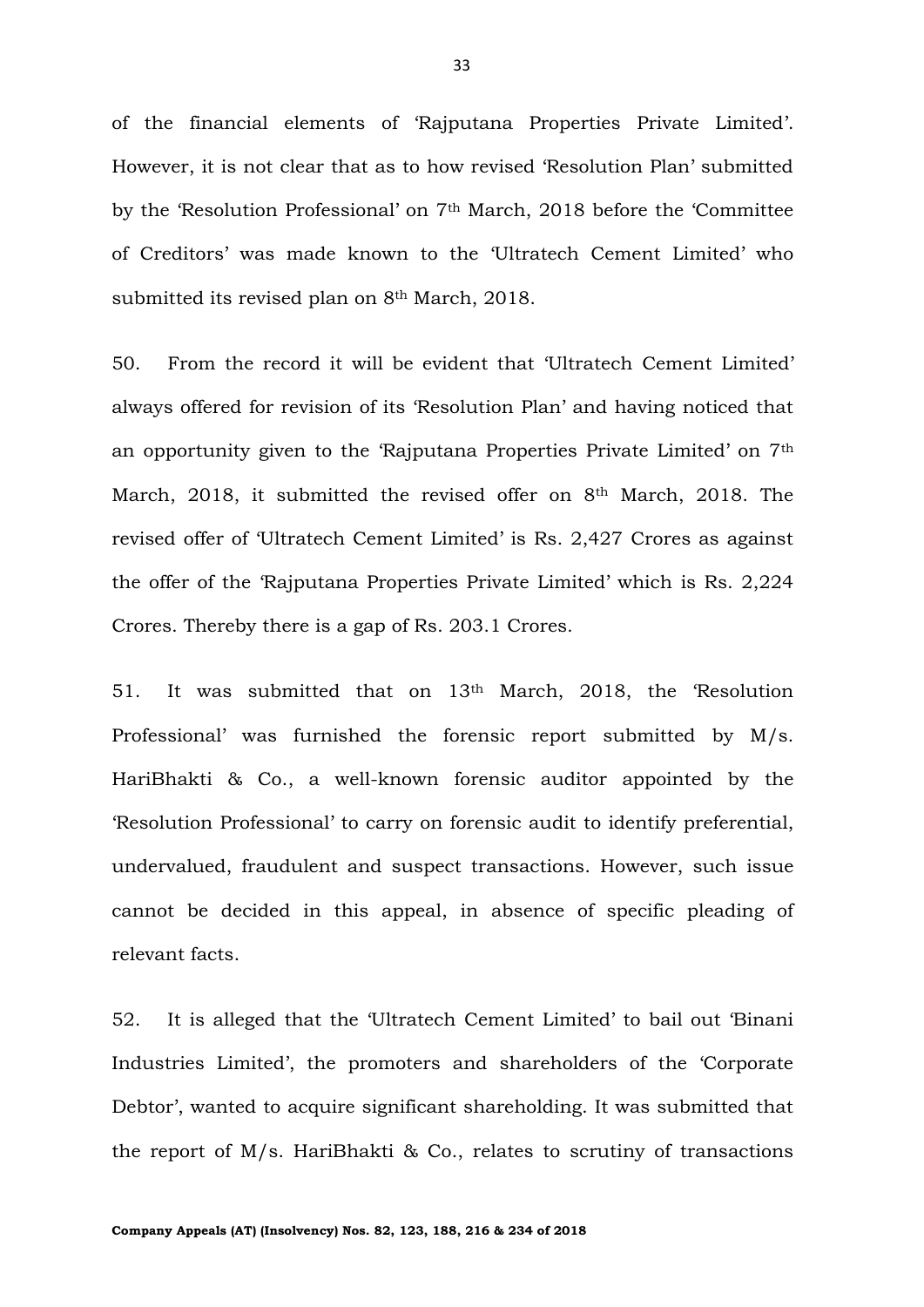of the financial elements of 'Rajputana Properties Private Limited'. However, it is not clear that as to how revised 'Resolution Plan' submitted by the 'Resolution Professional' on 7th March, 2018 before the 'Committee of Creditors' was made known to the 'Ultratech Cement Limited' who submitted its revised plan on 8th March, 2018.

50. From the record it will be evident that 'Ultratech Cement Limited' always offered for revision of its 'Resolution Plan' and having noticed that an opportunity given to the 'Rajputana Properties Private Limited' on 7th March, 2018, it submitted the revised offer on 8th March, 2018. The revised offer of 'Ultratech Cement Limited' is Rs. 2,427 Crores as against the offer of the 'Rajputana Properties Private Limited' which is Rs. 2,224 Crores. Thereby there is a gap of Rs. 203.1 Crores.

51. It was submitted that on 13th March, 2018, the 'Resolution Professional' was furnished the forensic report submitted by M/s. HariBhakti & Co., a well-known forensic auditor appointed by the 'Resolution Professional' to carry on forensic audit to identify preferential, undervalued, fraudulent and suspect transactions. However, such issue cannot be decided in this appeal, in absence of specific pleading of relevant facts.

52. It is alleged that the 'Ultratech Cement Limited' to bail out 'Binani Industries Limited', the promoters and shareholders of the 'Corporate Debtor', wanted to acquire significant shareholding. It was submitted that the report of M/s. HariBhakti & Co., relates to scrutiny of transactions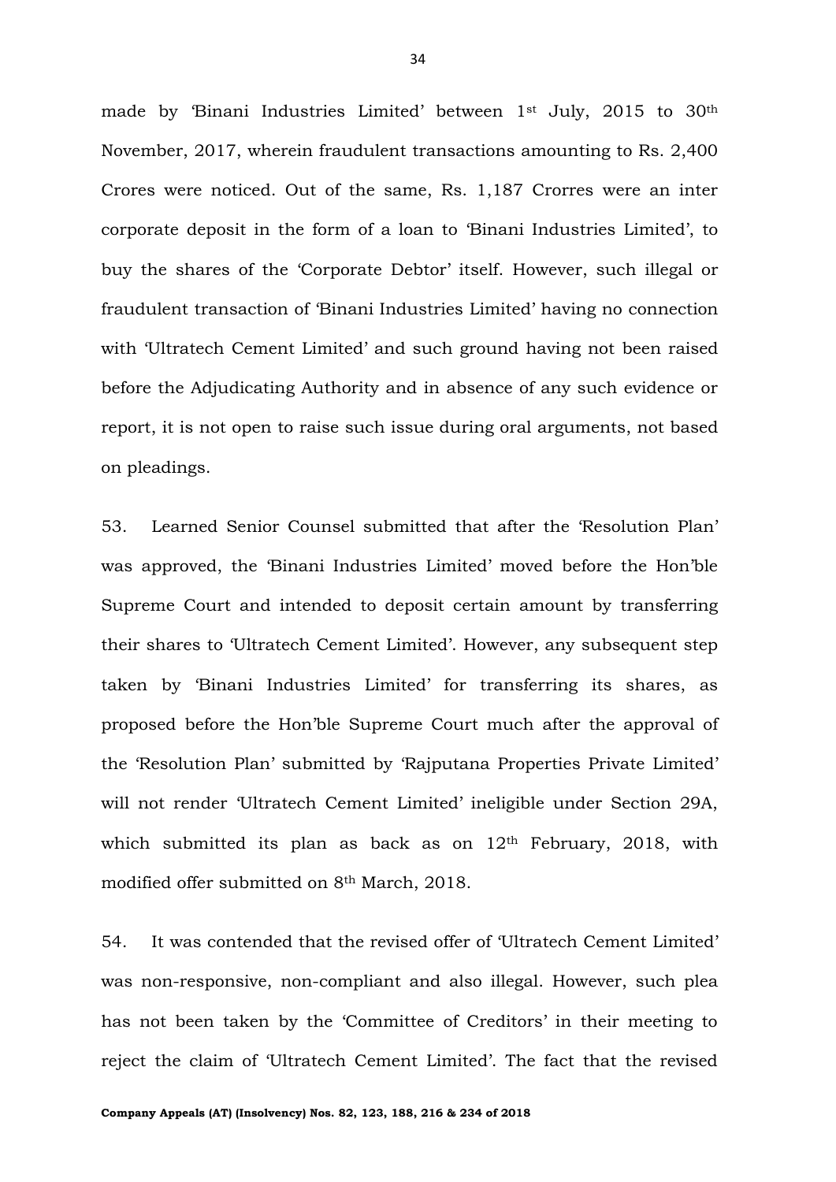made by 'Binani Industries Limited' between 1st July, 2015 to 30th November, 2017, wherein fraudulent transactions amounting to Rs. 2,400 Crores were noticed. Out of the same, Rs. 1,187 Crorres were an inter corporate deposit in the form of a loan to 'Binani Industries Limited', to buy the shares of the 'Corporate Debtor' itself. However, such illegal or fraudulent transaction of 'Binani Industries Limited' having no connection with 'Ultratech Cement Limited' and such ground having not been raised before the Adjudicating Authority and in absence of any such evidence or report, it is not open to raise such issue during oral arguments, not based on pleadings.

53. Learned Senior Counsel submitted that after the 'Resolution Plan' was approved, the 'Binani Industries Limited' moved before the Hon'ble Supreme Court and intended to deposit certain amount by transferring their shares to 'Ultratech Cement Limited'. However, any subsequent step taken by 'Binani Industries Limited' for transferring its shares, as proposed before the Hon'ble Supreme Court much after the approval of the 'Resolution Plan' submitted by 'Rajputana Properties Private Limited' will not render 'Ultratech Cement Limited' ineligible under Section 29A, which submitted its plan as back as on 12th February, 2018, with modified offer submitted on 8th March, 2018.

54. It was contended that the revised offer of 'Ultratech Cement Limited' was non-responsive, non-compliant and also illegal. However, such plea has not been taken by the 'Committee of Creditors' in their meeting to reject the claim of 'Ultratech Cement Limited'. The fact that the revised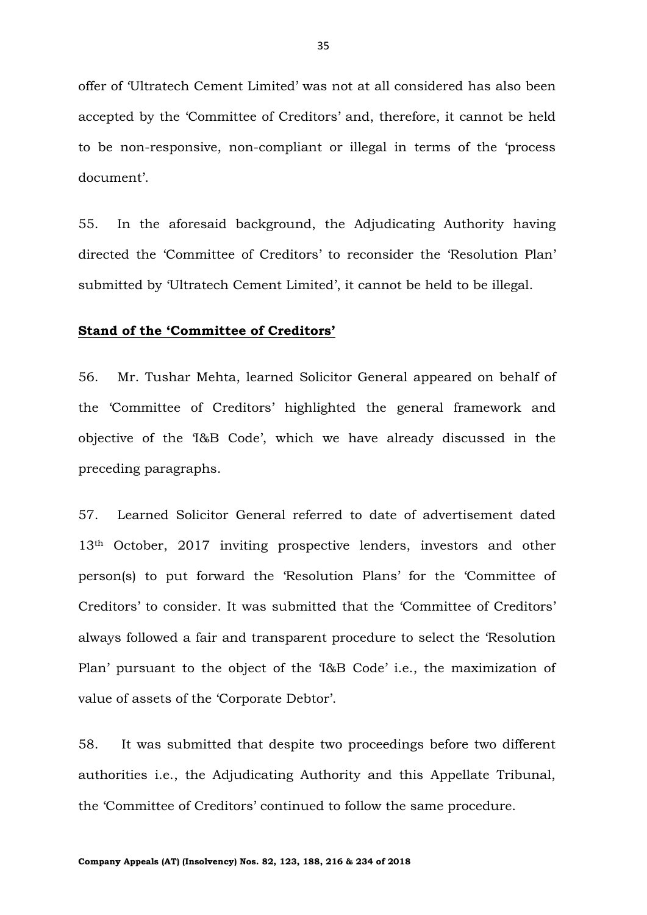offer of 'Ultratech Cement Limited' was not at all considered has also been accepted by the 'Committee of Creditors' and, therefore, it cannot be held to be non-responsive, non-compliant or illegal in terms of the 'process document'.

55. In the aforesaid background, the Adjudicating Authority having directed the 'Committee of Creditors' to reconsider the 'Resolution Plan' submitted by 'Ultratech Cement Limited', it cannot be held to be illegal.

**<u>Stand of the 'Committee of Creditors'</u>**

56. Mr. Tushar Mehta, learned Solicitor General appeared on behalf of the 'Committee of Creditors' highlighted the general framework and objective of the 'I&B Code', which we have already discussed in the preceding paragraphs.

57. Learned Solicitor General referred to date of advertisement dated 13th October, 2017 inviting prospective lenders, investors and other person(s) to put forward the 'Resolution Plans' for the 'Committee of Creditors' to consider. It was submitted that the 'Committee of Creditors' always followed a fair and transparent procedure to select the 'Resolution Plan' pursuant to the object of the 'I&B Code' i.e., the maximization of value of assets of the 'Corporate Debtor'.

58. It was submitted that despite two proceedings before two different authorities i.e., the Adjudicating Authority and this Appellate Tribunal, the 'Committee of Creditors' continued to follow the same procedure.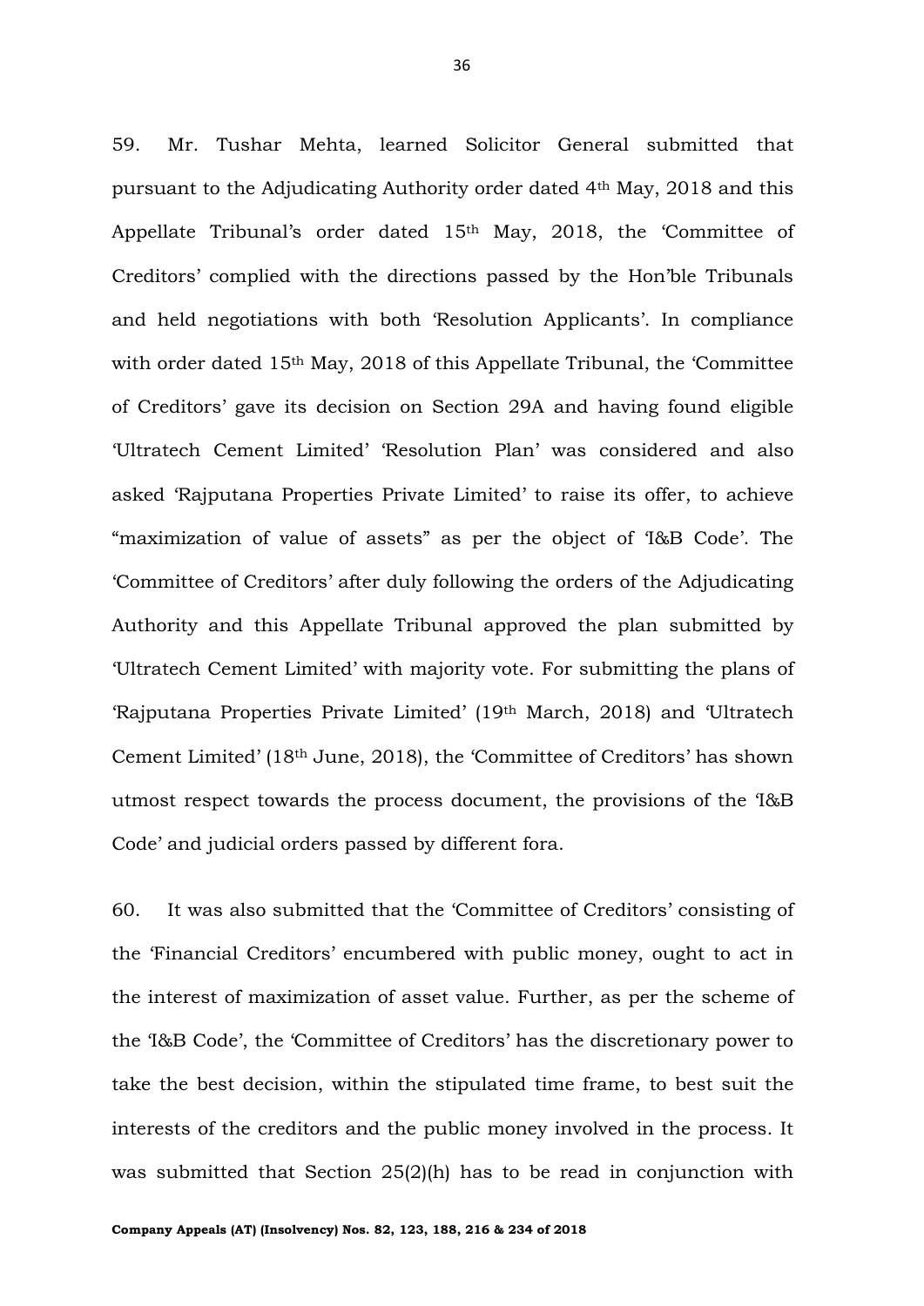59. Mr. Tushar Mehta, learned Solicitor General submitted that pursuant to the Adjudicating Authority order dated 4th May, 2018 and this Appellate Tribunal's order dated 15th May, 2018, the 'Committee of Creditors' complied with the directions passed by the Hon'ble Tribunals and held negotiations with both 'Resolution Applicants'. In compliance with order dated 15th May, 2018 of this Appellate Tribunal, the 'Committee of Creditors' gave its decision on Section 29A and having found eligible 'Ultratech Cement Limited' 'Resolution Plan' was considered and also asked 'Rajputana Properties Private Limited' to raise its offer, to achieve "maximization of value of assets" as per the object of 'I&B Code'. The 'Committee of Creditors' after duly following the orders of the Adjudicating Authority and this Appellate Tribunal approved the plan submitted by 'Ultratech Cement Limited' with majority vote. For submitting the plans of 'Rajputana Properties Private Limited' (19th March, 2018) and 'Ultratech Cement Limited' (18th June, 2018), the 'Committee of Creditors' has shown utmost respect towards the process document, the provisions of the 'I&B Code' and judicial orders passed by different fora.

60. It was also submitted that the 'Committee of Creditors' consisting of the 'Financial Creditors' encumbered with public money, ought to act in the interest of maximization of asset value. Further, as per the scheme of the 'I&B Code', the 'Committee of Creditors' has the discretionary power to take the best decision, within the stipulated time frame, to best suit the interests of the creditors and the public money involved in the process. It was submitted that Section 25(2)(h) has to be read in conjunction with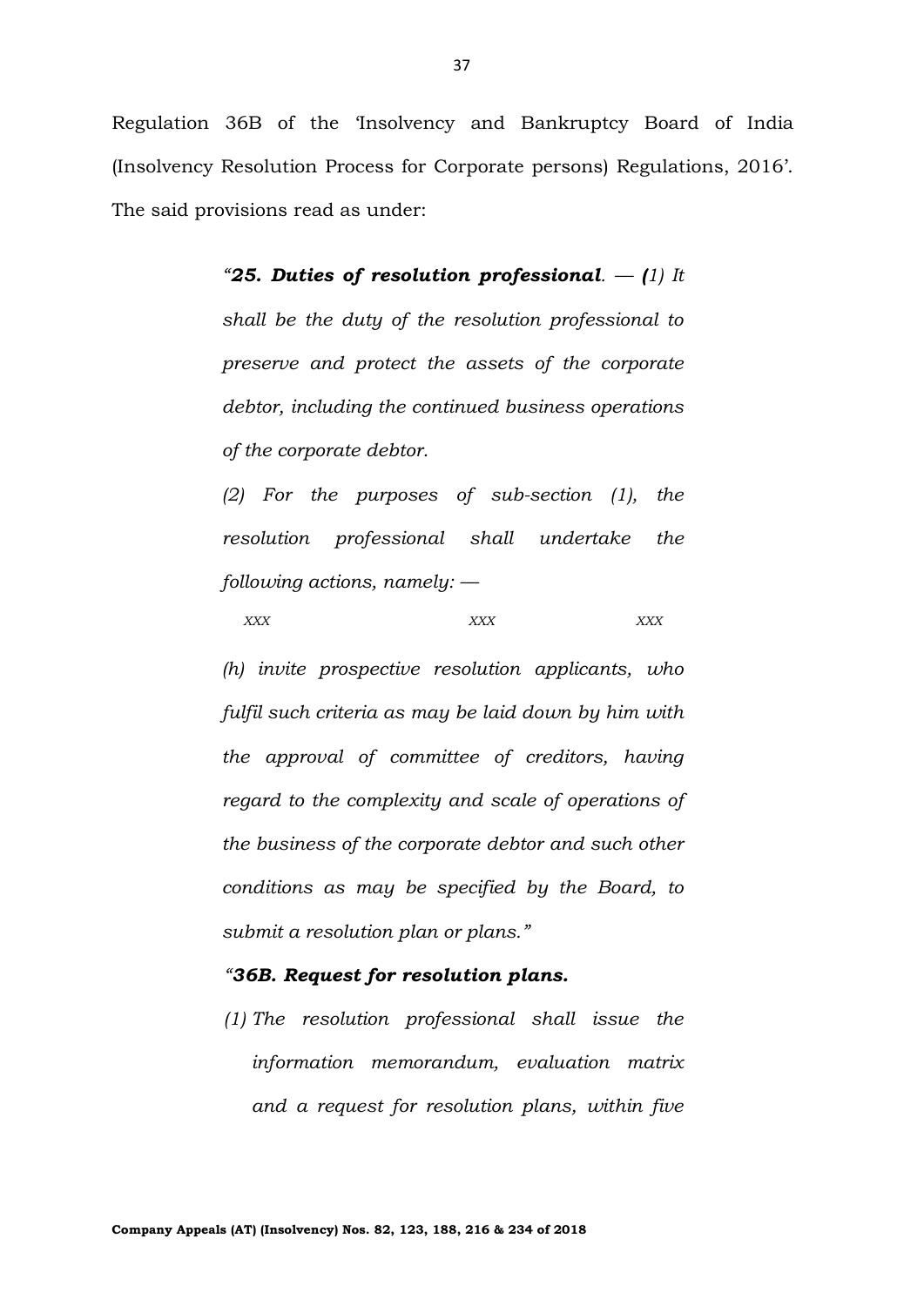Regulation 36B of the 'Insolvency and Bankruptcy Board of India (Insolvency Resolution Process for Corporate persons) Regulations, 2016'. The said provisions read as under:

> *"**25. Duties of resolution professional**. — **(**1) It shall be the duty of the resolution professional to preserve and protect the assets of the corporate debtor, including the continued business operations of the corporate debtor.*
>
> *(2) For the purposes of sub-section (1), the resolution professional shall undertake the following actions, namely: —*
>
> *xxx xxx xxx*
>
> *(h) invite prospective resolution applicants, who fulfil such criteria as may be laid down by him with the approval of committee of creditors, having regard to the complexity and scale of operations of the business of the corporate debtor and such other conditions as may be specified by the Board, to submit a resolution plan or plans."*
>
> ***"36B. Request for resolution plans.***
>
> *(1) The resolution professional shall issue the information memorandum, evaluation matrix and a request for resolution plans, within five*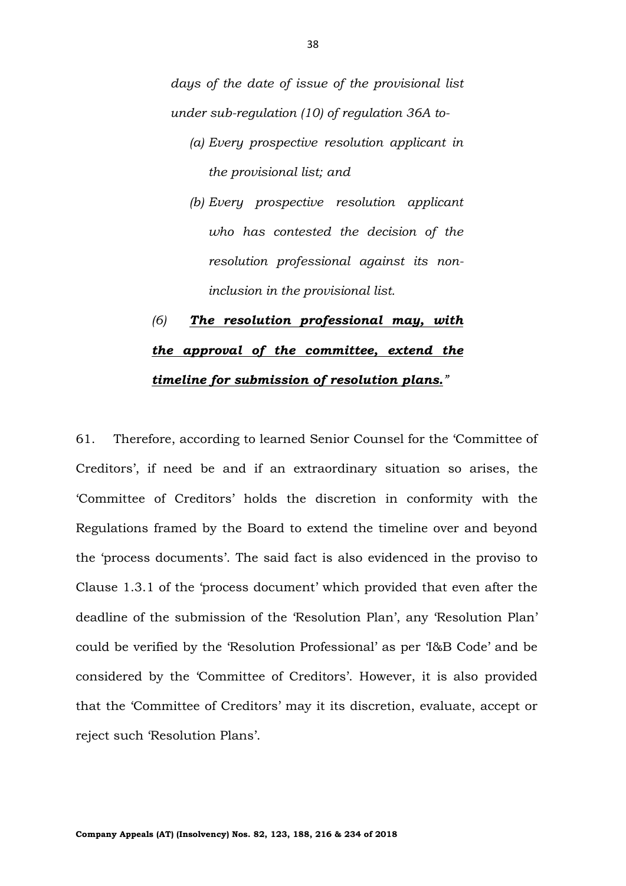*days of the date of issue of the provisional list under sub-regulation (10) of regulation 36A to-*

> *(a) Every prospective resolution applicant in the provisional list; and*
>
> *(b) Every prospective resolution applicant who has contested the decision of the resolution professional against its non-inclusion in the provisional list.*

*(6)* ***<u>The resolution professional may, with the approval of the committee, extend the timeline for submission of resolution plans.</u>****"*

61. Therefore, according to learned Senior Counsel for the 'Committee of Creditors', if need be and if an extraordinary situation so arises, the 'Committee of Creditors' holds the discretion in conformity with the Regulations framed by the Board to extend the timeline over and beyond the 'process documents'. The said fact is also evidenced in the proviso to Clause 1.3.1 of the 'process document' which provided that even after the deadline of the submission of the 'Resolution Plan', any 'Resolution Plan' could be verified by the 'Resolution Professional' as per 'I&B Code' and be considered by the 'Committee of Creditors'. However, it is also provided that the 'Committee of Creditors' may it its discretion, evaluate, accept or reject such 'Resolution Plans'.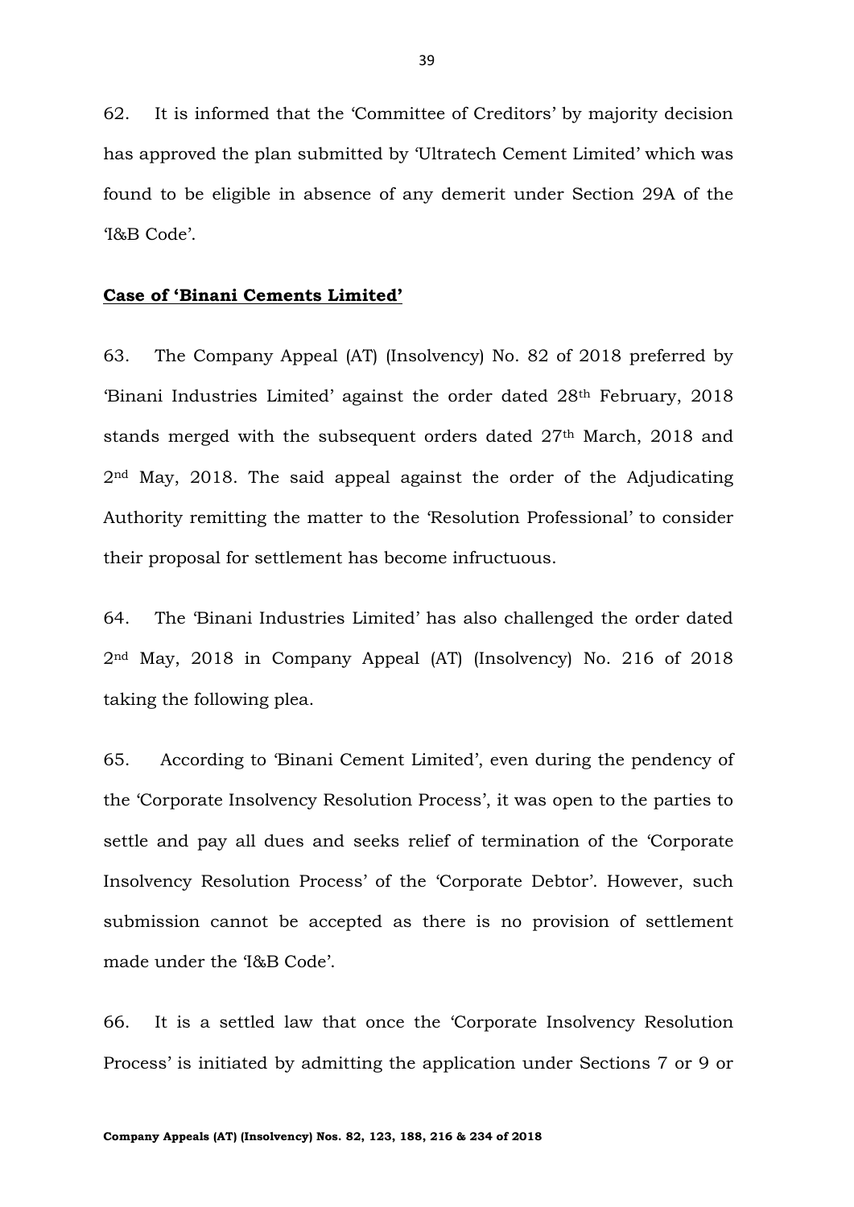62. It is informed that the 'Committee of Creditors' by majority decision has approved the plan submitted by 'Ultratech Cement Limited' which was found to be eligible in absence of any demerit under Section 29A of the 'I&B Code'.

**<u>Case of 'Binani Cements Limited'</u>**

63. The Company Appeal (AT) (Insolvency) No. 82 of 2018 preferred by 'Binani Industries Limited' against the order dated 28th February, 2018 stands merged with the subsequent orders dated 27th March, 2018 and 2nd May, 2018. The said appeal against the order of the Adjudicating Authority remitting the matter to the 'Resolution Professional' to consider their proposal for settlement has become infructuous.

64. The 'Binani Industries Limited' has also challenged the order dated 2nd May, 2018 in Company Appeal (AT) (Insolvency) No. 216 of 2018 taking the following plea.

65. According to 'Binani Cement Limited', even during the pendency of the 'Corporate Insolvency Resolution Process', it was open to the parties to settle and pay all dues and seeks relief of termination of the 'Corporate Insolvency Resolution Process' of the 'Corporate Debtor'. However, such submission cannot be accepted as there is no provision of settlement made under the 'I&B Code'.

66. It is a settled law that once the 'Corporate Insolvency Resolution Process' is initiated by admitting the application under Sections 7 or 9 or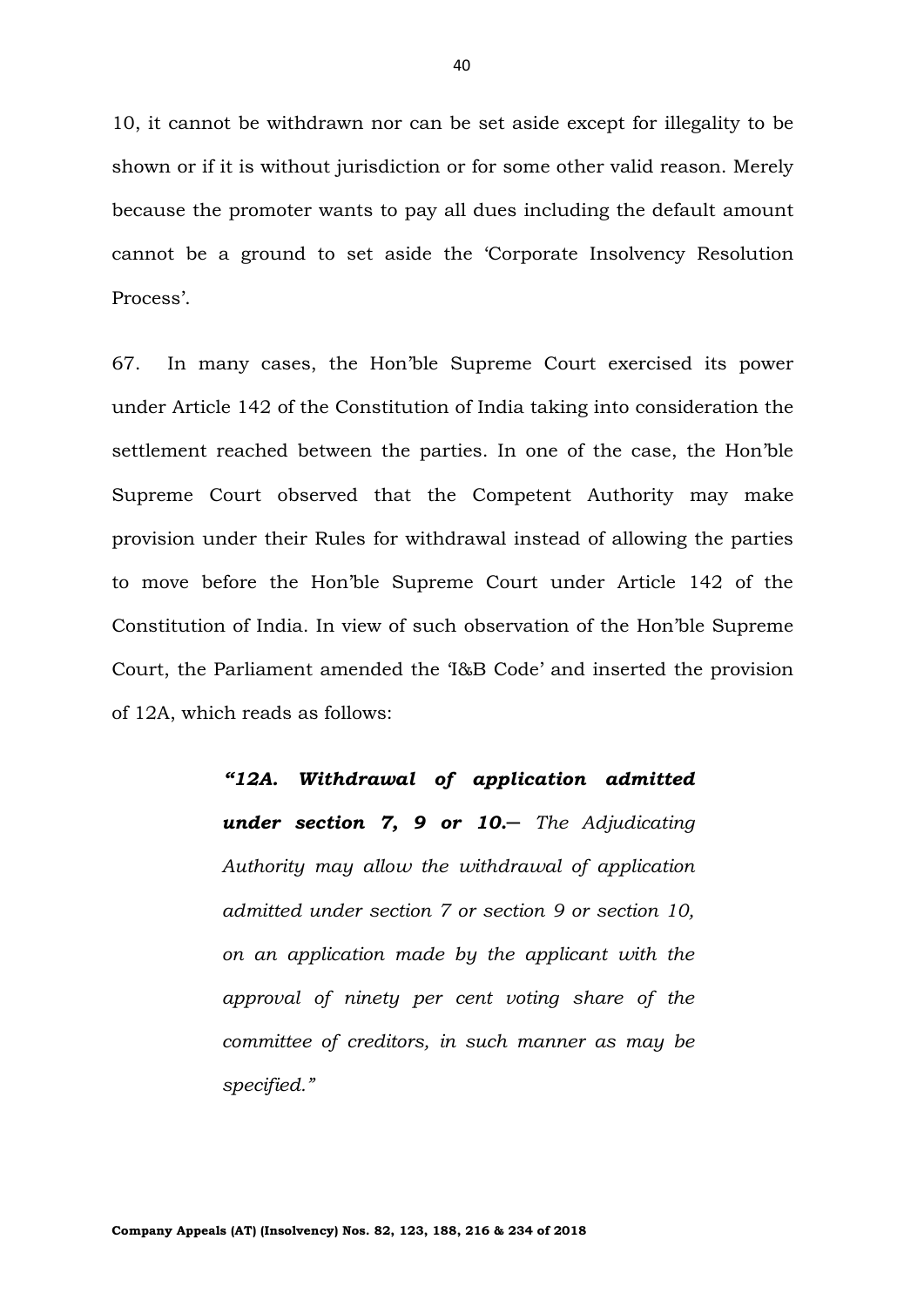10, it cannot be withdrawn nor can be set aside except for illegality to be shown or if it is without jurisdiction or for some other valid reason. Merely because the promoter wants to pay all dues including the default amount cannot be a ground to set aside the 'Corporate Insolvency Resolution Process'.

67. In many cases, the Hon'ble Supreme Court exercised its power under Article 142 of the Constitution of India taking into consideration the settlement reached between the parties. In one of the case, the Hon'ble Supreme Court observed that the Competent Authority may make provision under their Rules for withdrawal instead of allowing the parties to move before the Hon'ble Supreme Court under Article 142 of the Constitution of India. In view of such observation of the Hon'ble Supreme Court, the Parliament amended the 'I&B Code' and inserted the provision of 12A, which reads as follows:

> ***"12A. Withdrawal of application admitted under section 7, 9 or 10.—*** *The Adjudicating Authority may allow the withdrawal of application admitted under section 7 or section 9 or section 10, on an application made by the applicant with the approval of ninety per cent voting share of the committee of creditors, in such manner as may be specified."*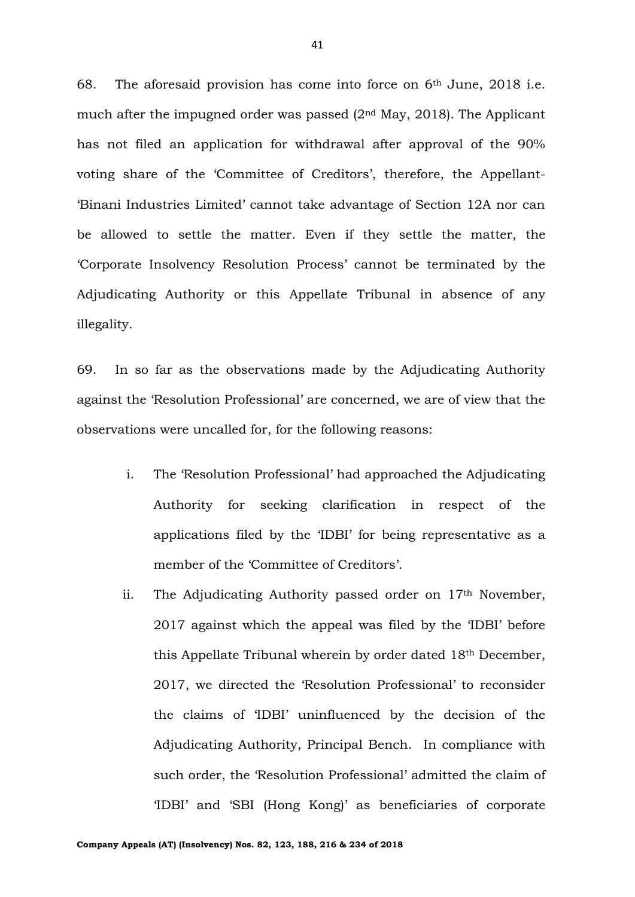68. The aforesaid provision has come into force on 6th June, 2018 i.e. much after the impugned order was passed (2nd May, 2018). The Applicant has not filed an application for withdrawal after approval of the 90% voting share of the 'Committee of Creditors', therefore, the Appellant- 'Binani Industries Limited' cannot take advantage of Section 12A nor can be allowed to settle the matter. Even if they settle the matter, the 'Corporate Insolvency Resolution Process' cannot be terminated by the Adjudicating Authority or this Appellate Tribunal in absence of any illegality.

69. In so far as the observations made by the Adjudicating Authority against the 'Resolution Professional' are concerned, we are of view that the observations were uncalled for, for the following reasons:

i. The 'Resolution Professional' had approached the Adjudicating Authority for seeking clarification in respect of the applications filed by the 'IDBI' for being representative as a member of the 'Committee of Creditors'.

ii. The Adjudicating Authority passed order on 17th November, 2017 against which the appeal was filed by the 'IDBI' before this Appellate Tribunal wherein by order dated 18th December, 2017, we directed the 'Resolution Professional' to reconsider the claims of 'IDBI' uninfluenced by the decision of the Adjudicating Authority, Principal Bench. In compliance with such order, the 'Resolution Professional' admitted the claim of 'IDBI' and 'SBI (Hong Kong)' as beneficiaries of corporate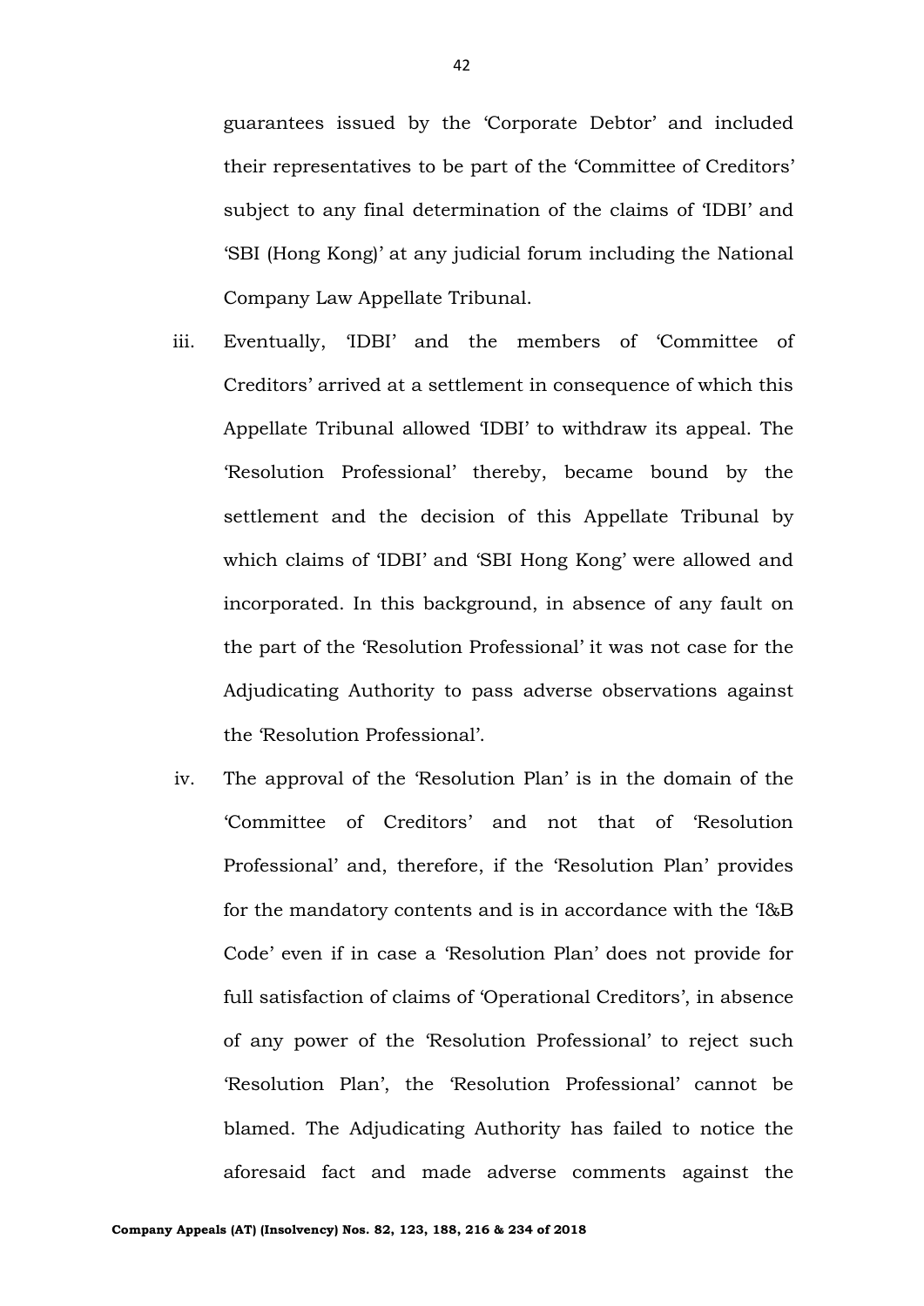guarantees issued by the 'Corporate Debtor' and included their representatives to be part of the 'Committee of Creditors' subject to any final determination of the claims of 'IDBI' and 'SBI (Hong Kong)' at any judicial forum including the National Company Law Appellate Tribunal.

iii. Eventually, 'IDBI' and the members of 'Committee of Creditors' arrived at a settlement in consequence of which this Appellate Tribunal allowed 'IDBI' to withdraw its appeal. The 'Resolution Professional' thereby, became bound by the settlement and the decision of this Appellate Tribunal by which claims of 'IDBI' and 'SBI Hong Kong' were allowed and incorporated. In this background, in absence of any fault on the part of the 'Resolution Professional' it was not case for the Adjudicating Authority to pass adverse observations against the 'Resolution Professional'.

iv. The approval of the 'Resolution Plan' is in the domain of the 'Committee of Creditors' and not that of 'Resolution Professional' and, therefore, if the 'Resolution Plan' provides for the mandatory contents and is in accordance with the 'I&B Code' even if in case a 'Resolution Plan' does not provide for full satisfaction of claims of 'Operational Creditors', in absence of any power of the 'Resolution Professional' to reject such 'Resolution Plan', the 'Resolution Professional' cannot be blamed. The Adjudicating Authority has failed to notice the aforesaid fact and made adverse comments against the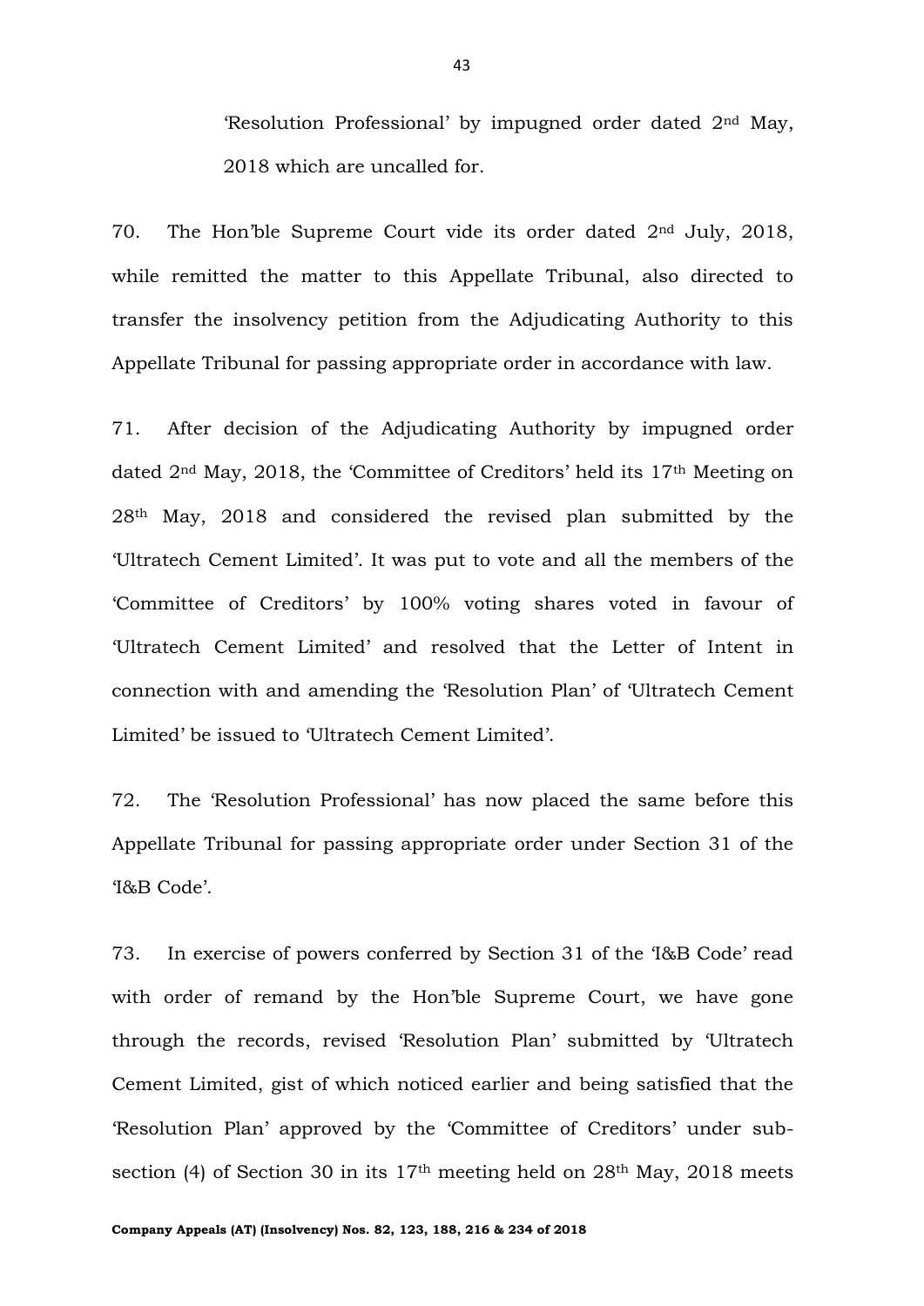'Resolution Professional' by impugned order dated 2nd May, 2018 which are uncalled for.

70. The Hon'ble Supreme Court vide its order dated 2nd July, 2018, while remitted the matter to this Appellate Tribunal, also directed to transfer the insolvency petition from the Adjudicating Authority to this Appellate Tribunal for passing appropriate order in accordance with law.

71. After decision of the Adjudicating Authority by impugned order dated 2nd May, 2018, the 'Committee of Creditors' held its 17th Meeting on 28th May, 2018 and considered the revised plan submitted by the 'Ultratech Cement Limited'. It was put to vote and all the members of the 'Committee of Creditors' by 100% voting shares voted in favour of 'Ultratech Cement Limited' and resolved that the Letter of Intent in connection with and amending the 'Resolution Plan' of 'Ultratech Cement Limited' be issued to 'Ultratech Cement Limited'.

72. The 'Resolution Professional' has now placed the same before this Appellate Tribunal for passing appropriate order under Section 31 of the 'I&B Code'.

73. In exercise of powers conferred by Section 31 of the 'I&B Code' read with order of remand by the Hon'ble Supreme Court, we have gone through the records, revised 'Resolution Plan' submitted by 'Ultratech Cement Limited, gist of which noticed earlier and being satisfied that the 'Resolution Plan' approved by the 'Committee of Creditors' under sub-section (4) of Section 30 in its 17th meeting held on 28th May, 2018 meets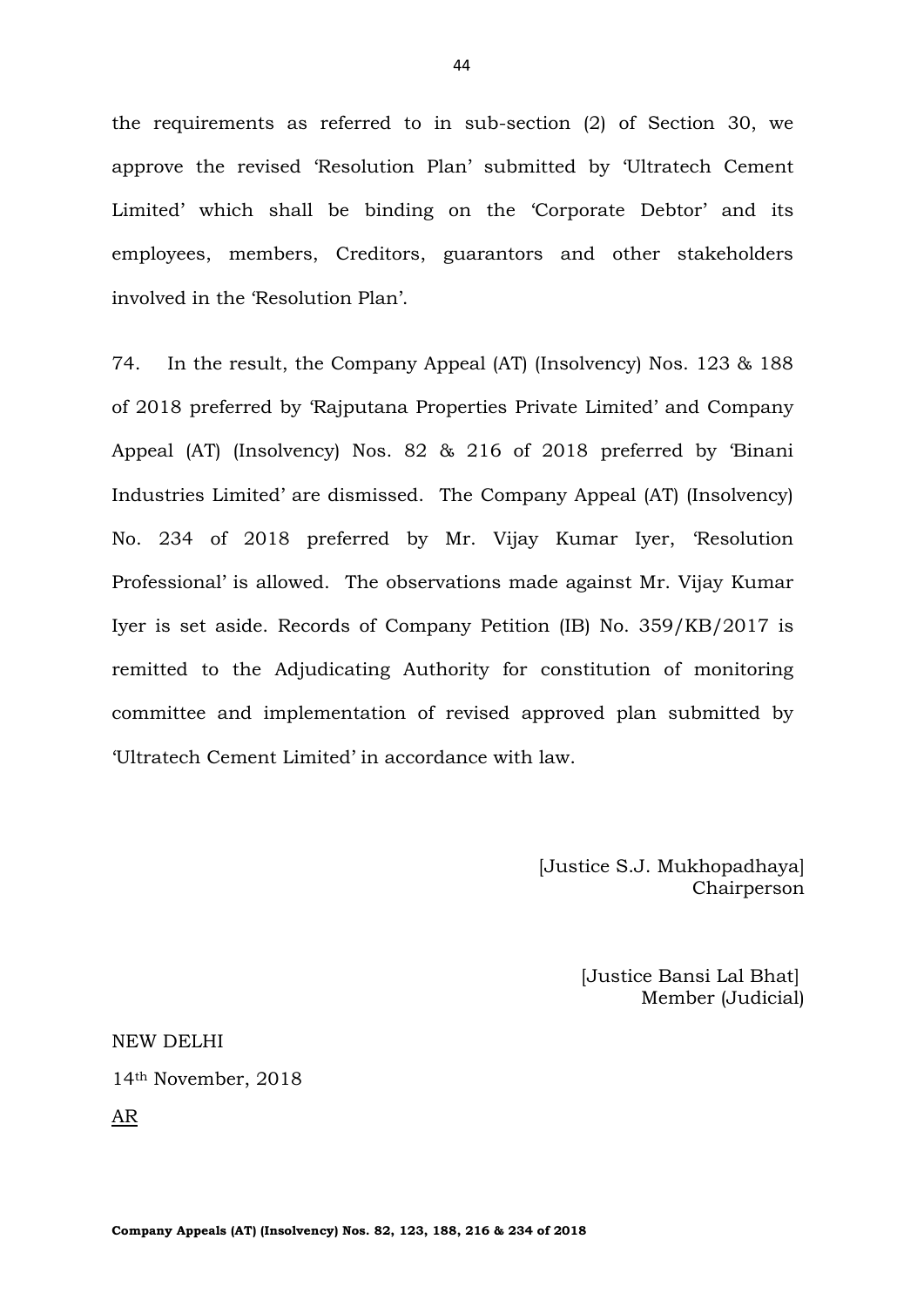the requirements as referred to in sub-section (2) of Section 30, we approve the revised 'Resolution Plan' submitted by 'Ultratech Cement Limited' which shall be binding on the 'Corporate Debtor' and its employees, members, Creditors, guarantors and other stakeholders involved in the 'Resolution Plan'.

74. In the result, the Company Appeal (AT) (Insolvency) Nos. 123 & 188 of 2018 preferred by 'Rajputana Properties Private Limited' and Company Appeal (AT) (Insolvency) Nos. 82 & 216 of 2018 preferred by 'Binani Industries Limited' are dismissed. The Company Appeal (AT) (Insolvency) No. 234 of 2018 preferred by Mr. Vijay Kumar Iyer, 'Resolution Professional' is allowed. The observations made against Mr. Vijay Kumar Iyer is set aside. Records of Company Petition (IB) No. 359/KB/2017 is remitted to the Adjudicating Authority for constitution of monitoring committee and implementation of revised approved plan submitted by 'Ultratech Cement Limited' in accordance with law.

[Justice S.J. Mukhopadhaya]
Chairperson

[Justice Bansi Lal Bhat]
Member (Judicial)

NEW DELHI

14th November, 2018

AR